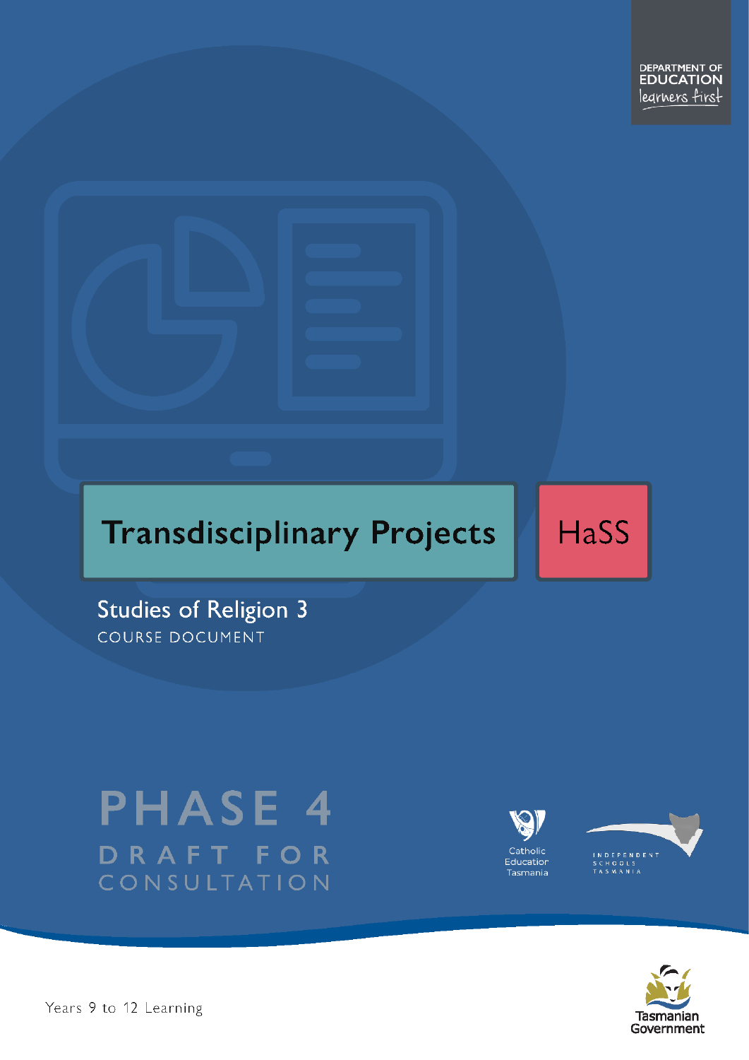DEPARTMENT OF EDUCATION
learners first

# Transdisciplinary Projects

HaSS

## Studies of Religion 3

COURSE DOCUMENT

PHASE 4

DRAFT FOR CONSULTATION

Catholic Education Tasmania

INDEPENDENT SCHOOLS TASMANIA

Tasmanian Government

Years 9 to 12 Learning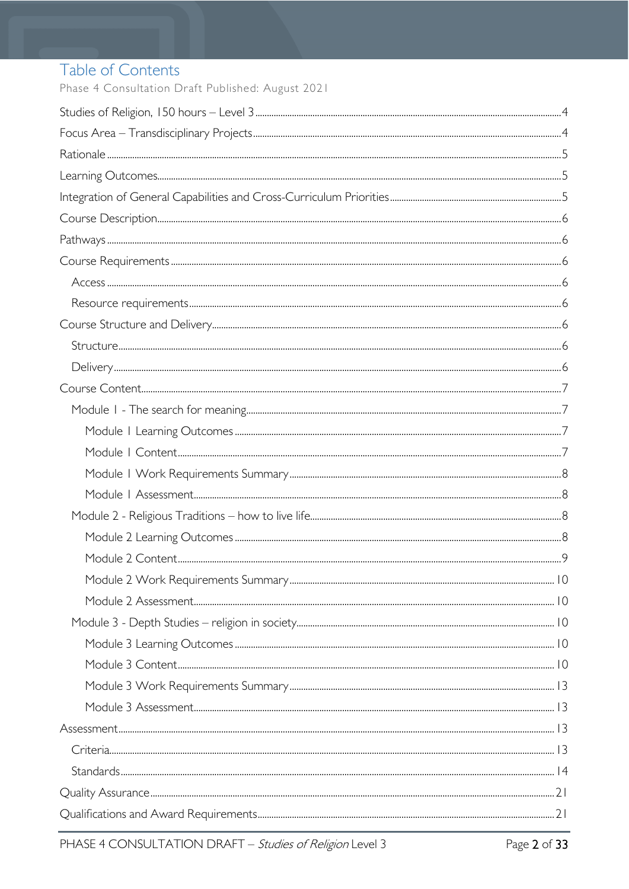# Table of Contents

Phase 4 Consultation Draft Published: August 2021

Studies of Religion, 150 hours – Level 3 ... 4

Focus Area – Transdisciplinary Projects ... 4

Rationale ... 5

Learning Outcomes ... 5

Integration of General Capabilities and Cross-Curriculum Priorities ... 5

Course Description ... 6

Pathways ... 6

Course Requirements ... 6

- Access ... 6
- Resource requirements ... 6

Course Structure and Delivery ... 6

- Structure ... 6
- Delivery ... 6

Course Content ... 7

- Module 1 - The search for meaning ... 7
  - Module 1 Learning Outcomes ... 7
  - Module 1 Content ... 7
  - Module 1 Work Requirements Summary ... 8
  - Module 1 Assessment ... 8
- Module 2 - Religious Traditions – how to live life ... 8
  - Module 2 Learning Outcomes ... 8
  - Module 2 Content ... 9
  - Module 2 Work Requirements Summary ... 10
  - Module 2 Assessment ... 10
- Module 3 - Depth Studies – religion in society ... 10
  - Module 3 Learning Outcomes ... 10
  - Module 3 Content ... 10
  - Module 3 Work Requirements Summary ... 13
  - Module 3 Assessment ... 13

Assessment ... 13

- Criteria ... 13
- Standards ... 14

Quality Assurance ... 21

Qualifications and Award Requirements ... 21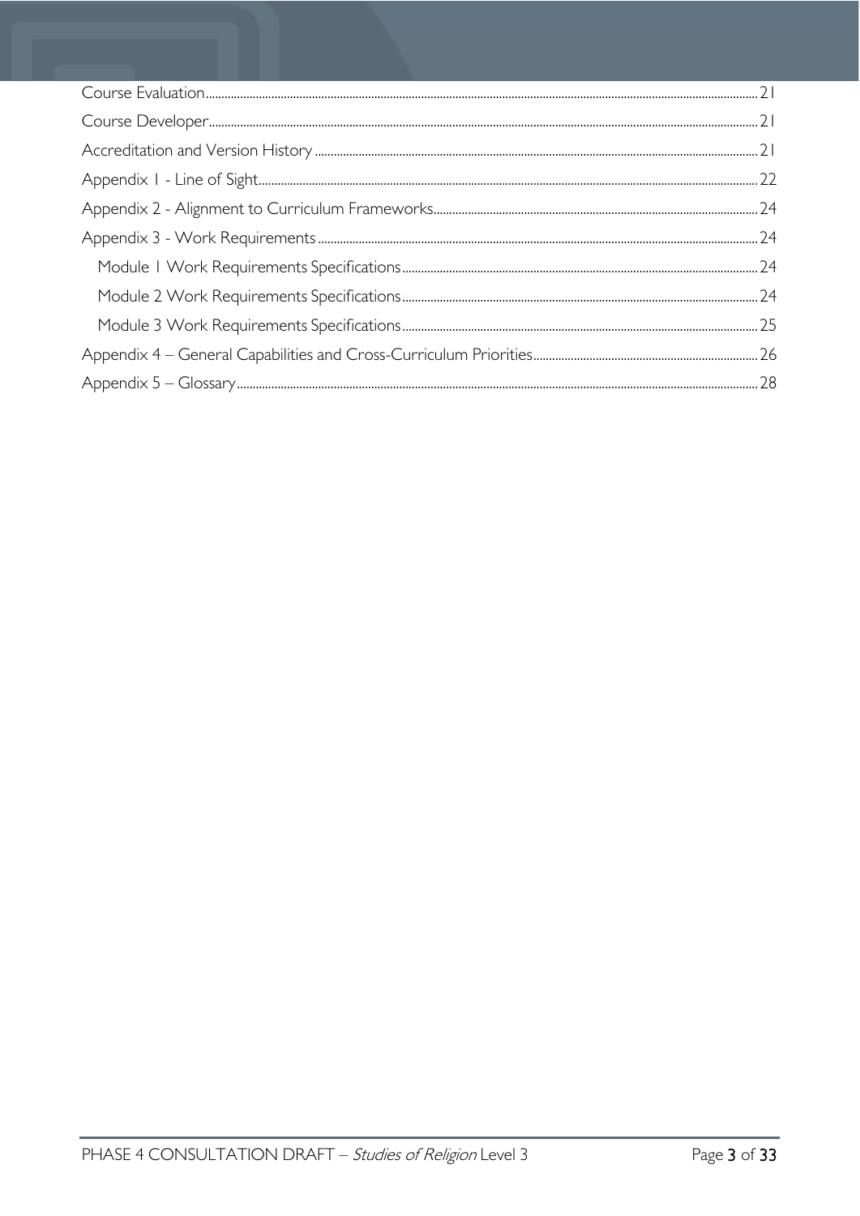Course Evaluation ..... 21

Course Developer ..... 21

Accreditation and Version History ..... 21

Appendix 1 - Line of Sight ..... 22

Appendix 2 - Alignment to Curriculum Frameworks ..... 24

Appendix 3 - Work Requirements ..... 24

- Module 1 Work Requirements Specifications ..... 24
- Module 2 Work Requirements Specifications ..... 24
- Module 3 Work Requirements Specifications ..... 25

Appendix 4 – General Capabilities and Cross-Curriculum Priorities ..... 26

Appendix 5 – Glossary ..... 28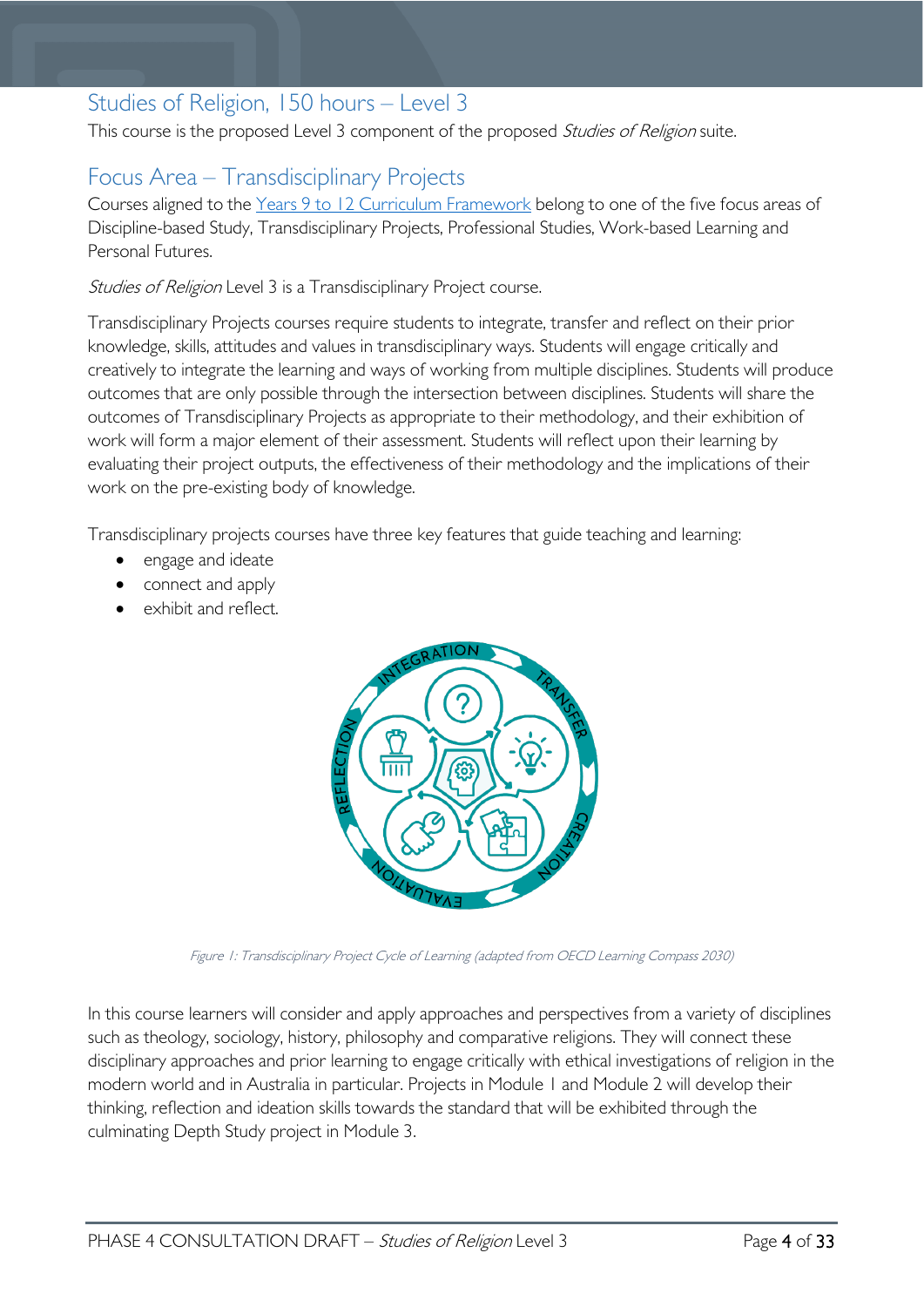## Studies of Religion, 150 hours – Level 3

This course is the proposed Level 3 component of the proposed *Studies of Religion* suite.

## Focus Area – Transdisciplinary Projects

Courses aligned to the Years 9 to 12 Curriculum Framework belong to one of the five focus areas of Discipline-based Study, Transdisciplinary Projects, Professional Studies, Work-based Learning and Personal Futures.

*Studies of Religion* Level 3 is a Transdisciplinary Project course.

Transdisciplinary Projects courses require students to integrate, transfer and reflect on their prior knowledge, skills, attitudes and values in transdisciplinary ways. Students will engage critically and creatively to integrate the learning and ways of working from multiple disciplines. Students will produce outcomes that are only possible through the intersection between disciplines. Students will share the outcomes of Transdisciplinary Projects as appropriate to their methodology, and their exhibition of work will form a major element of their assessment. Students will reflect upon their learning by evaluating their project outputs, the effectiveness of their methodology and the implications of their work on the pre-existing body of knowledge.

Transdisciplinary projects courses have three key features that guide teaching and learning:

- engage and ideate
- connect and apply
- exhibit and reflect.

*Figure 1: Transdisciplinary Project Cycle of Learning (adapted from OECD Learning Compass 2030)*

In this course learners will consider and apply approaches and perspectives from a variety of disciplines such as theology, sociology, history, philosophy and comparative religions. They will connect these disciplinary approaches and prior learning to engage critically with ethical investigations of religion in the modern world and in Australia in particular. Projects in Module 1 and Module 2 will develop their thinking, reflection and ideation skills towards the standard that will be exhibited through the culminating Depth Study project in Module 3.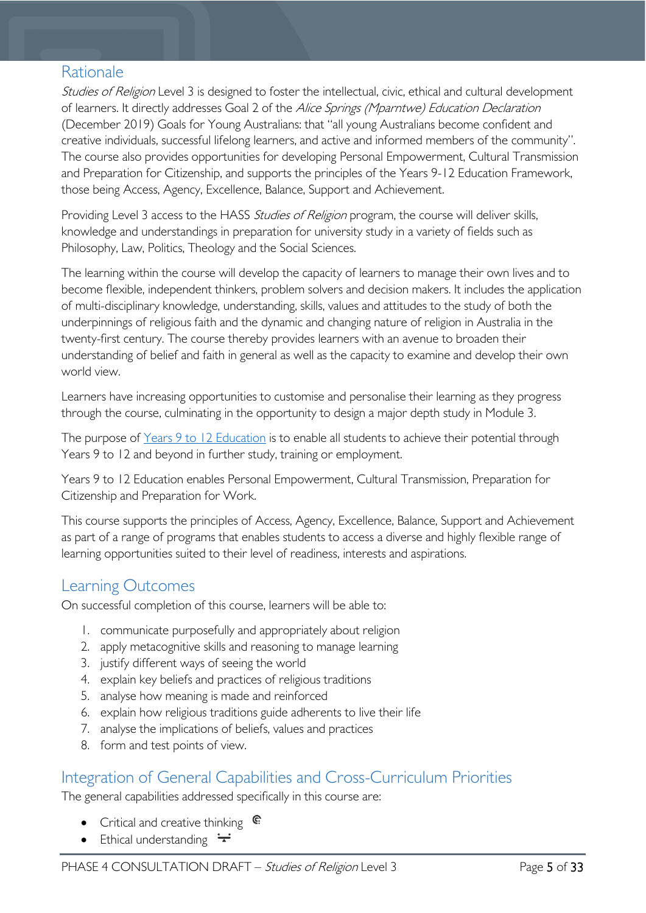## Rationale

*Studies of Religion* Level 3 is designed to foster the intellectual, civic, ethical and cultural development of learners. It directly addresses Goal 2 of the *Alice Springs (Mparntwe) Education Declaration* (December 2019) Goals for Young Australians: that "all young Australians become confident and creative individuals, successful lifelong learners, and active and informed members of the community". The course also provides opportunities for developing Personal Empowerment, Cultural Transmission and Preparation for Citizenship, and supports the principles of the Years 9-12 Education Framework, those being Access, Agency, Excellence, Balance, Support and Achievement.

Providing Level 3 access to the HASS *Studies of Religion* program, the course will deliver skills, knowledge and understandings in preparation for university study in a variety of fields such as Philosophy, Law, Politics, Theology and the Social Sciences.

The learning within the course will develop the capacity of learners to manage their own lives and to become flexible, independent thinkers, problem solvers and decision makers. It includes the application of multi-disciplinary knowledge, understanding, skills, values and attitudes to the study of both the underpinnings of religious faith and the dynamic and changing nature of religion in Australia in the twenty-first century. The course thereby provides learners with an avenue to broaden their understanding of belief and faith in general as well as the capacity to examine and develop their own world view.

Learners have increasing opportunities to customise and personalise their learning as they progress through the course, culminating in the opportunity to design a major depth study in Module 3.

The purpose of [Years 9 to 12 Education] is to enable all students to achieve their potential through Years 9 to 12 and beyond in further study, training or employment.

Years 9 to 12 Education enables Personal Empowerment, Cultural Transmission, Preparation for Citizenship and Preparation for Work.

This course supports the principles of Access, Agency, Excellence, Balance, Support and Achievement as part of a range of programs that enables students to access a diverse and highly flexible range of learning opportunities suited to their level of readiness, interests and aspirations.

## Learning Outcomes

On successful completion of this course, learners will be able to:

1. communicate purposefully and appropriately about religion
2. apply metacognitive skills and reasoning to manage learning
3. justify different ways of seeing the world
4. explain key beliefs and practices of religious traditions
5. analyse how meaning is made and reinforced
6. explain how religious traditions guide adherents to live their life
7. analyse the implications of beliefs, values and practices
8. form and test points of view.

## Integration of General Capabilities and Cross-Curriculum Priorities

The general capabilities addressed specifically in this course are:

- Critical and creative thinking
- Ethical understanding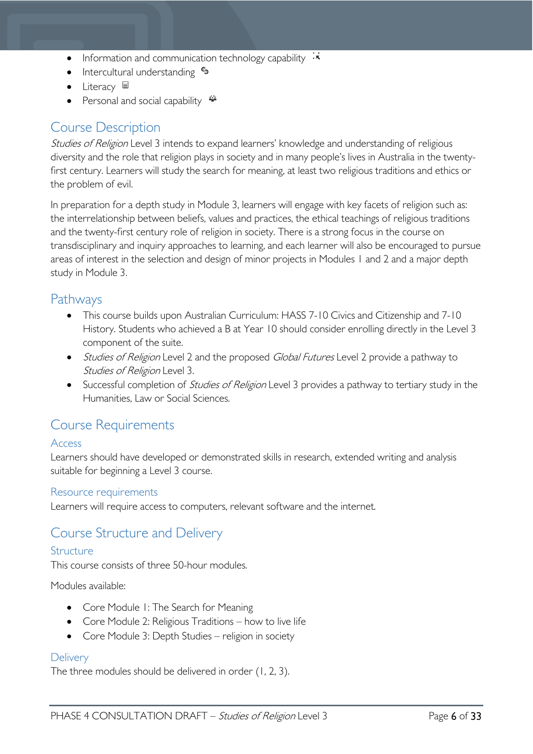- Information and communication technology capability
- Intercultural understanding
- Literacy
- Personal and social capability

## Course Description

*Studies of Religion* Level 3 intends to expand learners' knowledge and understanding of religious diversity and the role that religion plays in society and in many people's lives in Australia in the twenty-first century. Learners will study the search for meaning, at least two religious traditions and ethics or the problem of evil.

In preparation for a depth study in Module 3, learners will engage with key facets of religion such as: the interrelationship between beliefs, values and practices, the ethical teachings of religious traditions and the twenty-first century role of religion in society. There is a strong focus in the course on transdisciplinary and inquiry approaches to learning, and each learner will also be encouraged to pursue areas of interest in the selection and design of minor projects in Modules 1 and 2 and a major depth study in Module 3.

## Pathways

- This course builds upon Australian Curriculum: HASS 7-10 Civics and Citizenship and 7-10 History. Students who achieved a B at Year 10 should consider enrolling directly in the Level 3 component of the suite.
- *Studies of Religion* Level 2 and the proposed *Global Futures* Level 2 provide a pathway to *Studies of Religion* Level 3.
- Successful completion of *Studies of Religion* Level 3 provides a pathway to tertiary study in the Humanities, Law or Social Sciences.

## Course Requirements

### Access

Learners should have developed or demonstrated skills in research, extended writing and analysis suitable for beginning a Level 3 course.

### Resource requirements

Learners will require access to computers, relevant software and the internet.

## Course Structure and Delivery

### Structure

This course consists of three 50-hour modules.

Modules available:

- Core Module 1: The Search for Meaning
- Core Module 2: Religious Traditions – how to live life
- Core Module 3: Depth Studies – religion in society

### Delivery

The three modules should be delivered in order (1, 2, 3).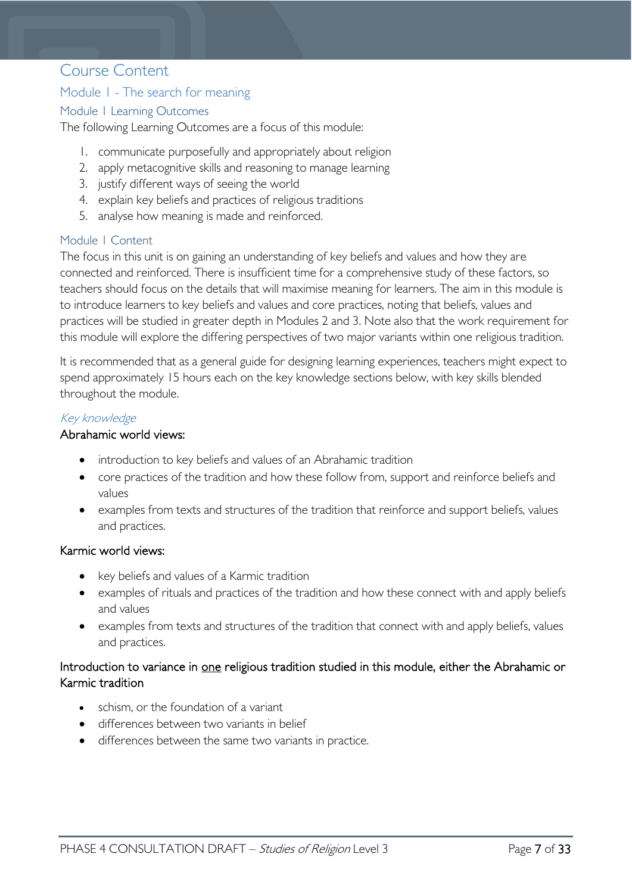# Course Content

## Module 1 - The search for meaning

### Module 1 Learning Outcomes

The following Learning Outcomes are a focus of this module:

1. communicate purposefully and appropriately about religion
2. apply metacognitive skills and reasoning to manage learning
3. justify different ways of seeing the world
4. explain key beliefs and practices of religious traditions
5. analyse how meaning is made and reinforced.

### Module 1 Content

The focus in this unit is on gaining an understanding of key beliefs and values and how they are connected and reinforced. There is insufficient time for a comprehensive study of these factors, so teachers should focus on the details that will maximise meaning for learners. The aim in this module is to introduce learners to key beliefs and values and core practices, noting that beliefs, values and practices will be studied in greater depth in Modules 2 and 3. Note also that the work requirement for this module will explore the differing perspectives of two major variants within one religious tradition.

It is recommended that as a general guide for designing learning experiences, teachers might expect to spend approximately 15 hours each on the key knowledge sections below, with key skills blended throughout the module.

#### *Key knowledge*

**Abrahamic world views:**

- introduction to key beliefs and values of an Abrahamic tradition
- core practices of the tradition and how these follow from, support and reinforce beliefs and values
- examples from texts and structures of the tradition that reinforce and support beliefs, values and practices.

**Karmic world views:**

- key beliefs and values of a Karmic tradition
- examples of rituals and practices of the tradition and how these connect with and apply beliefs and values
- examples from texts and structures of the tradition that connect with and apply beliefs, values and practices.

**Introduction to variance in <u>one</u> religious tradition studied in this module, either the Abrahamic or Karmic tradition**

- schism, or the foundation of a variant
- differences between two variants in belief
- differences between the same two variants in practice.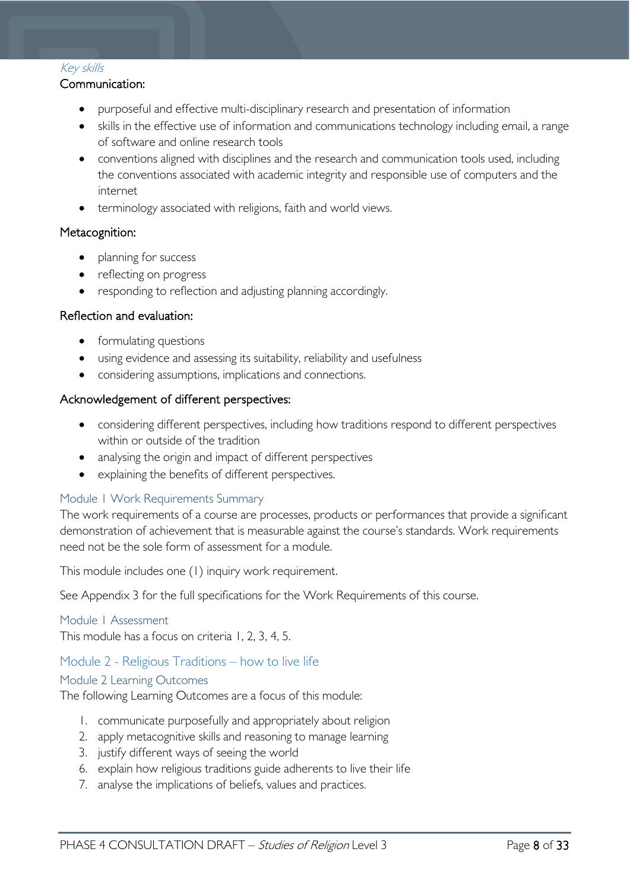*Key skills*

Communication:

- purposeful and effective multi-disciplinary research and presentation of information
- skills in the effective use of information and communications technology including email, a range of software and online research tools
- conventions aligned with disciplines and the research and communication tools used, including the conventions associated with academic integrity and responsible use of computers and the internet
- terminology associated with religions, faith and world views.

Metacognition:

- planning for success
- reflecting on progress
- responding to reflection and adjusting planning accordingly.

Reflection and evaluation:

- formulating questions
- using evidence and assessing its suitability, reliability and usefulness
- considering assumptions, implications and connections.

Acknowledgement of different perspectives:

- considering different perspectives, including how traditions respond to different perspectives within or outside of the tradition
- analysing the origin and impact of different perspectives
- explaining the benefits of different perspectives.

### Module 1 Work Requirements Summary

The work requirements of a course are processes, products or performances that provide a significant demonstration of achievement that is measurable against the course's standards. Work requirements need not be the sole form of assessment for a module.

This module includes one (1) inquiry work requirement.

See Appendix 3 for the full specifications for the Work Requirements of this course.

### Module 1 Assessment

This module has a focus on criteria 1, 2, 3, 4, 5.

## Module 2 - Religious Traditions – how to live life

### Module 2 Learning Outcomes

The following Learning Outcomes are a focus of this module:

1. communicate purposefully and appropriately about religion
2. apply metacognitive skills and reasoning to manage learning
3. justify different ways of seeing the world
6. explain how religious traditions guide adherents to live their life
7. analyse the implications of beliefs, values and practices.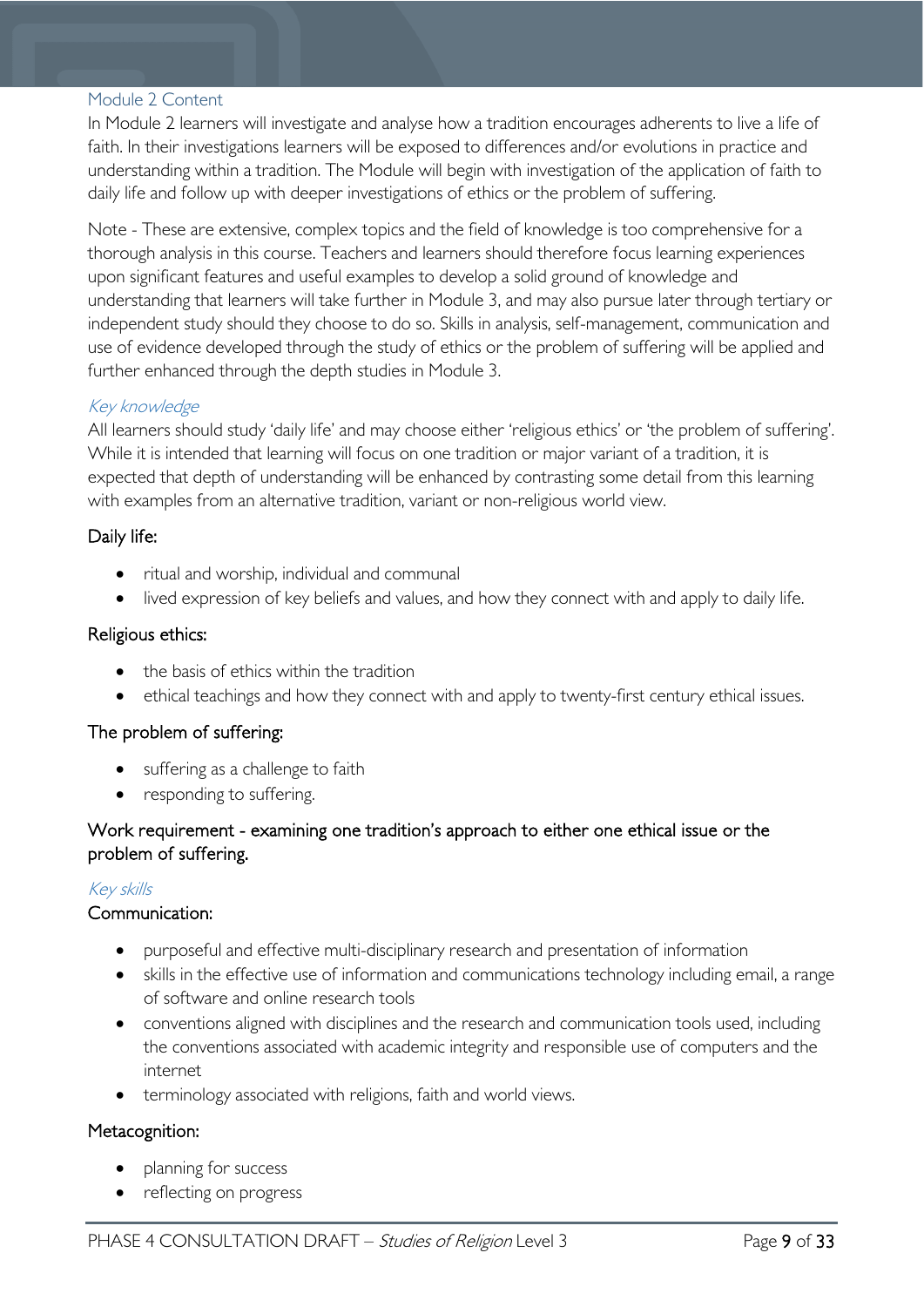## Module 2 Content

In Module 2 learners will investigate and analyse how a tradition encourages adherents to live a life of faith. In their investigations learners will be exposed to differences and/or evolutions in practice and understanding within a tradition. The Module will begin with investigation of the application of faith to daily life and follow up with deeper investigations of ethics or the problem of suffering.

Note - These are extensive, complex topics and the field of knowledge is too comprehensive for a thorough analysis in this course. Teachers and learners should therefore focus learning experiences upon significant features and useful examples to develop a solid ground of knowledge and understanding that learners will take further in Module 3, and may also pursue later through tertiary or independent study should they choose to do so. Skills in analysis, self-management, communication and use of evidence developed through the study of ethics or the problem of suffering will be applied and further enhanced through the depth studies in Module 3.

### *Key knowledge*

All learners should study 'daily life' and may choose either 'religious ethics' or 'the problem of suffering'. While it is intended that learning will focus on one tradition or major variant of a tradition, it is expected that depth of understanding will be enhanced by contrasting some detail from this learning with examples from an alternative tradition, variant or non-religious world view.

#### Daily life:

- ritual and worship, individual and communal
- lived expression of key beliefs and values, and how they connect with and apply to daily life.

#### Religious ethics:

- the basis of ethics within the tradition
- ethical teachings and how they connect with and apply to twenty-first century ethical issues.

#### The problem of suffering:

- suffering as a challenge to faith
- responding to suffering.

#### Work requirement - examining one tradition's approach to either one ethical issue or the problem of suffering.

### *Key skills*

#### Communication:

- purposeful and effective multi-disciplinary research and presentation of information
- skills in the effective use of information and communications technology including email, a range of software and online research tools
- conventions aligned with disciplines and the research and communication tools used, including the conventions associated with academic integrity and responsible use of computers and the internet
- terminology associated with religions, faith and world views.

#### Metacognition:

- planning for success
- reflecting on progress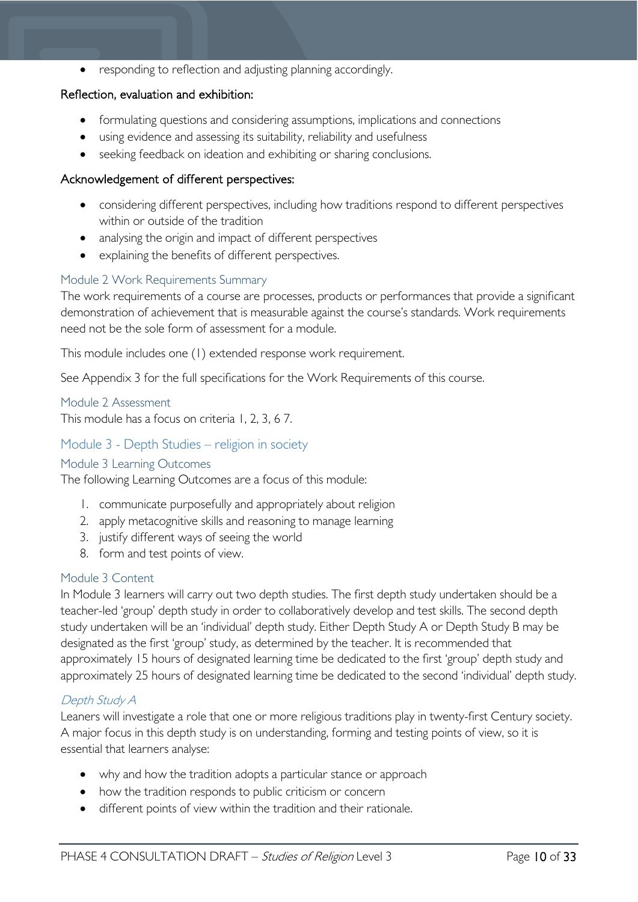- responding to reflection and adjusting planning accordingly.

Reflection, evaluation and exhibition:

- formulating questions and considering assumptions, implications and connections
- using evidence and assessing its suitability, reliability and usefulness
- seeking feedback on ideation and exhibiting or sharing conclusions.

Acknowledgement of different perspectives:

- considering different perspectives, including how traditions respond to different perspectives within or outside of the tradition
- analysing the origin and impact of different perspectives
- explaining the benefits of different perspectives.

### Module 2 Work Requirements Summary

The work requirements of a course are processes, products or performances that provide a significant demonstration of achievement that is measurable against the course's standards. Work requirements need not be the sole form of assessment for a module.

This module includes one (1) extended response work requirement.

See Appendix 3 for the full specifications for the Work Requirements of this course.

### Module 2 Assessment

This module has a focus on criteria 1, 2, 3, 6 7.

## Module 3 - Depth Studies – religion in society

### Module 3 Learning Outcomes

The following Learning Outcomes are a focus of this module:

1. communicate purposefully and appropriately about religion
2. apply metacognitive skills and reasoning to manage learning
3. justify different ways of seeing the world
8. form and test points of view.

### Module 3 Content

In Module 3 learners will carry out two depth studies. The first depth study undertaken should be a teacher-led 'group' depth study in order to collaboratively develop and test skills. The second depth study undertaken will be an 'individual' depth study. Either Depth Study A or Depth Study B may be designated as the first 'group' study, as determined by the teacher. It is recommended that approximately 15 hours of designated learning time be dedicated to the first 'group' depth study and approximately 25 hours of designated learning time be dedicated to the second 'individual' depth study.

#### *Depth Study A*

Leaners will investigate a role that one or more religious traditions play in twenty-first Century society. A major focus in this depth study is on understanding, forming and testing points of view, so it is essential that learners analyse:

- why and how the tradition adopts a particular stance or approach
- how the tradition responds to public criticism or concern
- different points of view within the tradition and their rationale.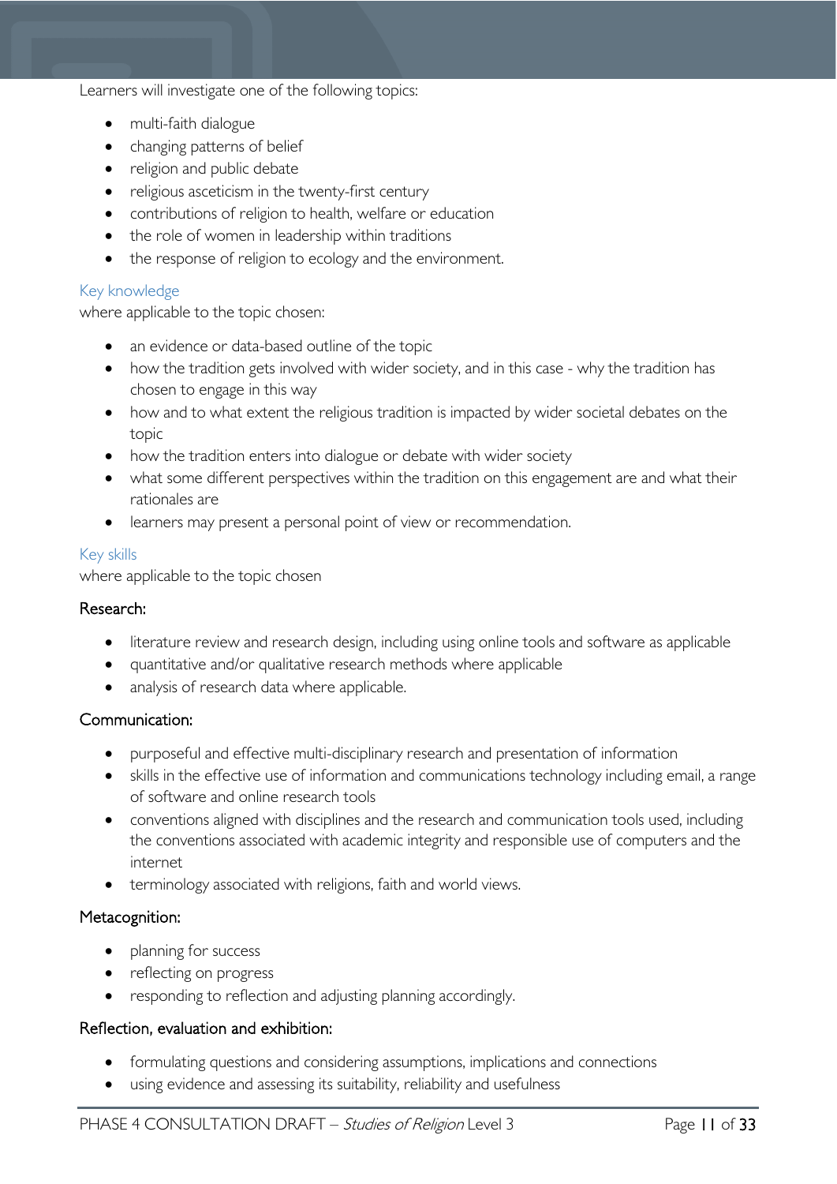Learners will investigate one of the following topics:

- multi-faith dialogue
- changing patterns of belief
- religion and public debate
- religious asceticism in the twenty-first century
- contributions of religion to health, welfare or education
- the role of women in leadership within traditions
- the response of religion to ecology and the environment.

### Key knowledge

where applicable to the topic chosen:

- an evidence or data-based outline of the topic
- how the tradition gets involved with wider society, and in this case - why the tradition has chosen to engage in this way
- how and to what extent the religious tradition is impacted by wider societal debates on the topic
- how the tradition enters into dialogue or debate with wider society
- what some different perspectives within the tradition on this engagement are and what their rationales are
- learners may present a personal point of view or recommendation.

### Key skills

where applicable to the topic chosen

#### Research:

- literature review and research design, including using online tools and software as applicable
- quantitative and/or qualitative research methods where applicable
- analysis of research data where applicable.

#### Communication:

- purposeful and effective multi-disciplinary research and presentation of information
- skills in the effective use of information and communications technology including email, a range of software and online research tools
- conventions aligned with disciplines and the research and communication tools used, including the conventions associated with academic integrity and responsible use of computers and the internet
- terminology associated with religions, faith and world views.

#### Metacognition:

- planning for success
- reflecting on progress
- responding to reflection and adjusting planning accordingly.

#### Reflection, evaluation and exhibition:

- formulating questions and considering assumptions, implications and connections
- using evidence and assessing its suitability, reliability and usefulness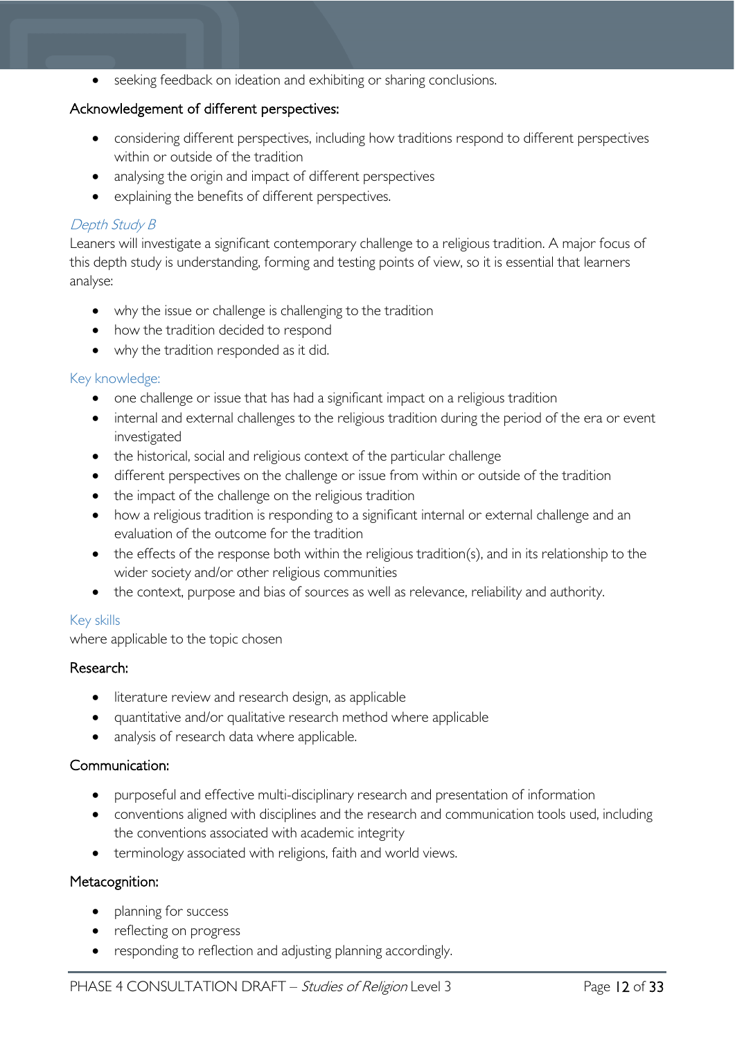- seeking feedback on ideation and exhibiting or sharing conclusions.

Acknowledgement of different perspectives:

- considering different perspectives, including how traditions respond to different perspectives within or outside of the tradition
- analysing the origin and impact of different perspectives
- explaining the benefits of different perspectives.

### *Depth Study B*

Leaners will investigate a significant contemporary challenge to a religious tradition. A major focus of this depth study is understanding, forming and testing points of view, so it is essential that learners analyse:

- why the issue or challenge is challenging to the tradition
- how the tradition decided to respond
- why the tradition responded as it did.

### Key knowledge:

- one challenge or issue that has had a significant impact on a religious tradition
- internal and external challenges to the religious tradition during the period of the era or event investigated
- the historical, social and religious context of the particular challenge
- different perspectives on the challenge or issue from within or outside of the tradition
- the impact of the challenge on the religious tradition
- how a religious tradition is responding to a significant internal or external challenge and an evaluation of the outcome for the tradition
- the effects of the response both within the religious tradition(s), and in its relationship to the wider society and/or other religious communities
- the context, purpose and bias of sources as well as relevance, reliability and authority.

### Key skills

where applicable to the topic chosen

Research:

- literature review and research design, as applicable
- quantitative and/or qualitative research method where applicable
- analysis of research data where applicable.

Communication:

- purposeful and effective multi-disciplinary research and presentation of information
- conventions aligned with disciplines and the research and communication tools used, including the conventions associated with academic integrity
- terminology associated with religions, faith and world views.

Metacognition:

- planning for success
- reflecting on progress
- responding to reflection and adjusting planning accordingly.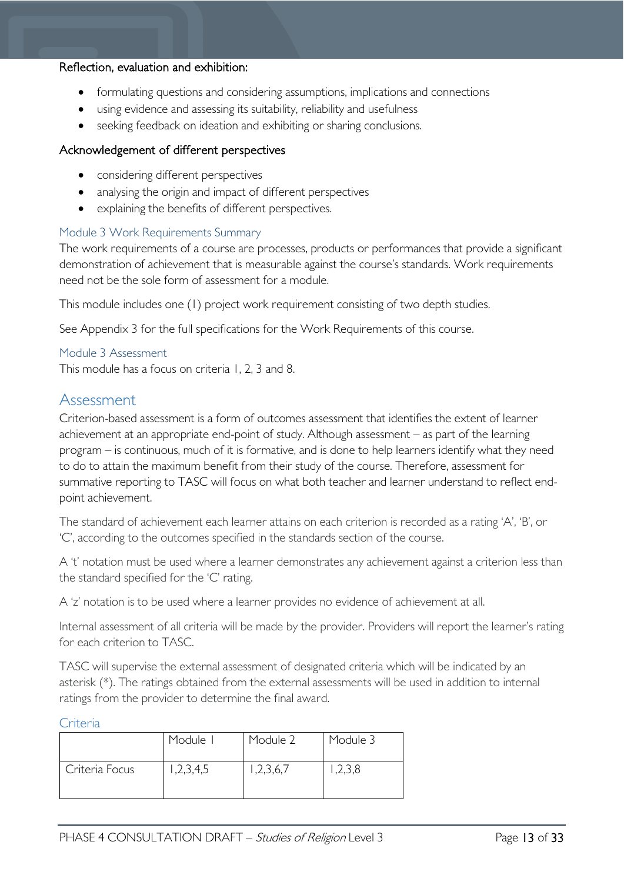#### Reflection, evaluation and exhibition:

- formulating questions and considering assumptions, implications and connections
- using evidence and assessing its suitability, reliability and usefulness
- seeking feedback on ideation and exhibiting or sharing conclusions.

#### Acknowledgement of different perspectives

- considering different perspectives
- analysing the origin and impact of different perspectives
- explaining the benefits of different perspectives.

### Module 3 Work Requirements Summary

The work requirements of a course are processes, products or performances that provide a significant demonstration of achievement that is measurable against the course's standards. Work requirements need not be the sole form of assessment for a module.

This module includes one (1) project work requirement consisting of two depth studies.

See Appendix 3 for the full specifications for the Work Requirements of this course.

### Module 3 Assessment

This module has a focus on criteria 1, 2, 3 and 8.

## Assessment

Criterion-based assessment is a form of outcomes assessment that identifies the extent of learner achievement at an appropriate end-point of study. Although assessment – as part of the learning program – is continuous, much of it is formative, and is done to help learners identify what they need to do to attain the maximum benefit from their study of the course. Therefore, assessment for summative reporting to TASC will focus on what both teacher and learner understand to reflect end-point achievement.

The standard of achievement each learner attains on each criterion is recorded as a rating 'A', 'B', or 'C', according to the outcomes specified in the standards section of the course.

A 't' notation must be used where a learner demonstrates any achievement against a criterion less than the standard specified for the 'C' rating.

A 'z' notation is to be used where a learner provides no evidence of achievement at all.

Internal assessment of all criteria will be made by the provider. Providers will report the learner's rating for each criterion to TASC.

TASC will supervise the external assessment of designated criteria which will be indicated by an asterisk (*). The ratings obtained from the external assessments will be used in addition to internal ratings from the provider to determine the final award.

### Criteria

| | Module 1 | Module 2 | Module 3 |
|---|---|---|---|
| Criteria Focus | 1,2,3,4,5 | 1,2,3,6,7 | 1,2,3,8 |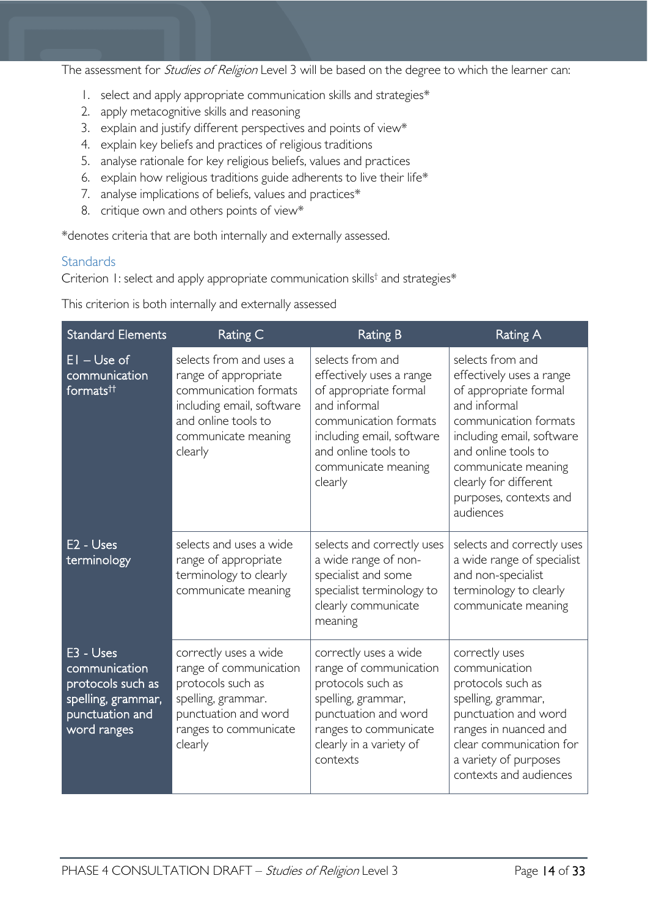The assessment for *Studies of Religion* Level 3 will be based on the degree to which the learner can:

1. select and apply appropriate communication skills and strategies*
2. apply metacognitive skills and reasoning
3. explain and justify different perspectives and points of view*
4. explain key beliefs and practices of religious traditions
5. analyse rationale for key religious beliefs, values and practices
6. explain how religious traditions guide adherents to live their life*
7. analyse implications of beliefs, values and practices*
8. critique own and others points of view*

*denotes criteria that are both internally and externally assessed.

## Standards

Criterion 1: select and apply appropriate communication skills† and strategies*

This criterion is both internally and externally assessed

| Standard Elements | Rating C | Rating B | Rating A |
|---|---|---|---|
| E1 – Use of communication formats†† | selects from and uses a range of appropriate communication formats including email, software and online tools to communicate meaning clearly | selects from and effectively uses a range of appropriate formal and informal communication formats including email, software and online tools to communicate meaning clearly | selects from and effectively uses a range of appropriate formal and informal communication formats including email, software and online tools to communicate meaning clearly for different purposes, contexts and audiences |
| E2 - Uses terminology | selects and uses a wide range of appropriate terminology to clearly communicate meaning | selects and correctly uses a wide range of non-specialist and some specialist terminology to clearly communicate meaning | selects and correctly uses a wide range of specialist and non-specialist terminology to clearly communicate meaning |
| E3 - Uses communication protocols such as spelling, grammar, punctuation and word ranges | correctly uses a wide range of communication protocols such as spelling, grammar. punctuation and word ranges to communicate clearly | correctly uses a wide range of communication protocols such as spelling, grammar, punctuation and word ranges to communicate clearly in a variety of contexts | correctly uses communication protocols such as spelling, grammar, punctuation and word ranges in nuanced and clear communication for a variety of purposes contexts and audiences |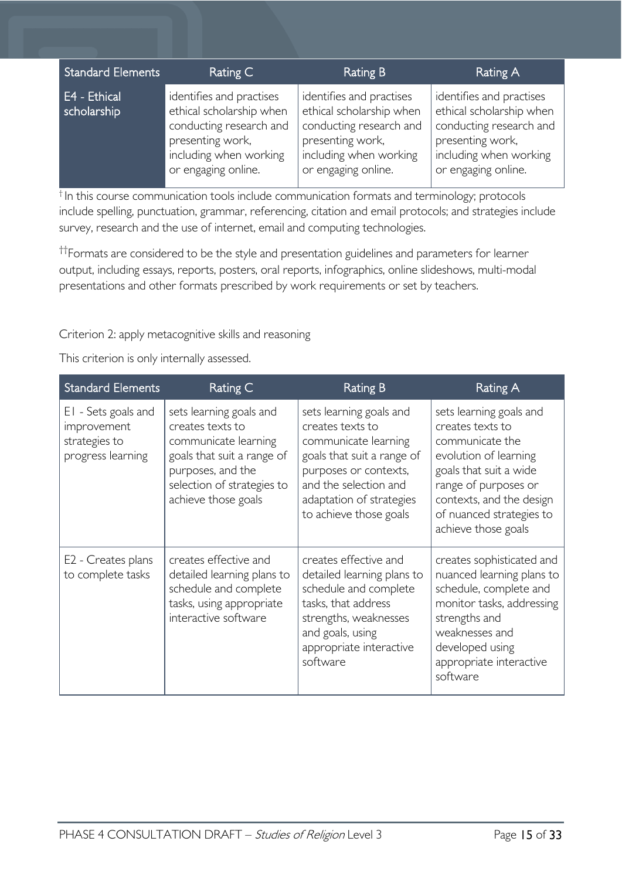| Standard Elements | Rating C | Rating B | Rating A |
| --- | --- | --- | --- |
| E4 - Ethical scholarship | identifies and practises ethical scholarship when conducting research and presenting work, including when working or engaging online. | identifies and practises ethical scholarship when conducting research and presenting work, including when working or engaging online. | identifies and practises ethical scholarship when conducting research and presenting work, including when working or engaging online. |

† In this course communication tools include communication formats and terminology; protocols include spelling, punctuation, grammar, referencing, citation and email protocols; and strategies include survey, research and the use of internet, email and computing technologies.

†† Formats are considered to be the style and presentation guidelines and parameters for learner output, including essays, reports, posters, oral reports, infographics, online slideshows, multi-modal presentations and other formats prescribed by work requirements or set by teachers.

Criterion 2: apply metacognitive skills and reasoning

This criterion is only internally assessed.

| Standard Elements | Rating C | Rating B | Rating A |
| --- | --- | --- | --- |
| E1 - Sets goals and improvement strategies to progress learning | sets learning goals and creates texts to communicate learning goals that suit a range of purposes, and the selection of strategies to achieve those goals | sets learning goals and creates texts to communicate learning goals that suit a range of purposes or contexts, and the selection and adaptation of strategies to achieve those goals | sets learning goals and creates texts to communicate the evolution of learning goals that suit a wide range of purposes or contexts, and the design of nuanced strategies to achieve those goals |
| E2 - Creates plans to complete tasks | creates effective and detailed learning plans to schedule and complete tasks, using appropriate interactive software | creates effective and detailed learning plans to schedule and complete tasks, that address strengths, weaknesses and goals, using appropriate interactive software | creates sophisticated and nuanced learning plans to schedule, complete and monitor tasks, addressing strengths and weaknesses and developed using appropriate interactive software |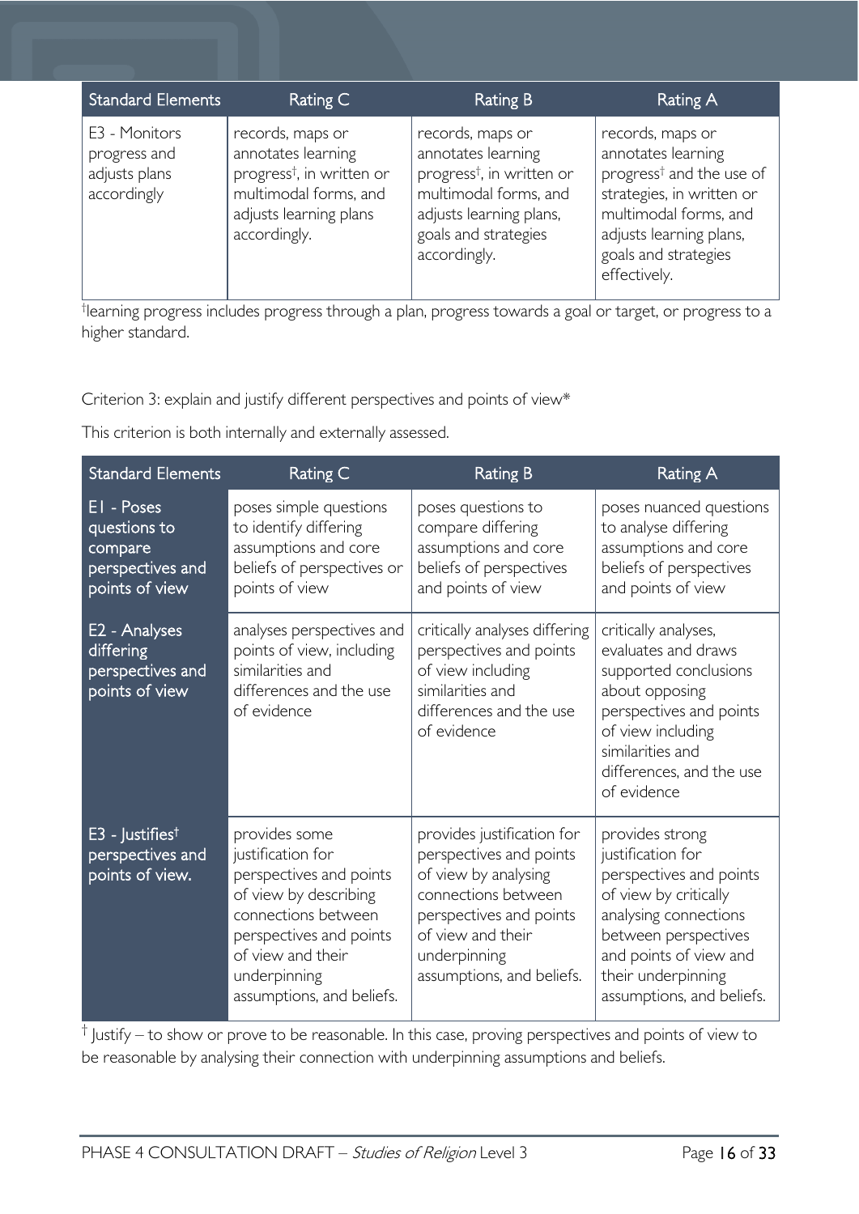| Standard Elements | Rating C | Rating B | Rating A |
| --- | --- | --- | --- |
| E3 - Monitors progress and adjusts plans accordingly | records, maps or annotates learning progress†, in written or multimodal forms, and adjusts learning plans accordingly. | records, maps or annotates learning progress†, in written or multimodal forms, and adjusts learning plans, goals and strategies accordingly. | records, maps or annotates learning progress† and the use of strategies, in written or multimodal forms, and adjusts learning plans, goals and strategies effectively. |

†learning progress includes progress through a plan, progress towards a goal or target, or progress to a higher standard.

Criterion 3: explain and justify different perspectives and points of view*

This criterion is both internally and externally assessed.

| Standard Elements | Rating C | Rating B | Rating A |
| --- | --- | --- | --- |
| E1 - Poses questions to compare perspectives and points of view | poses simple questions to identify differing assumptions and core beliefs of perspectives or points of view | poses questions to compare differing assumptions and core beliefs of perspectives and points of view | poses nuanced questions to analyse differing assumptions and core beliefs of perspectives and points of view |
| E2 - Analyses differing perspectives and points of view | analyses perspectives and points of view, including similarities and differences and the use of evidence | critically analyses differing perspectives and points of view including similarities and differences and the use of evidence | critically analyses, evaluates and draws supported conclusions about opposing perspectives and points of view including similarities and differences, and the use of evidence |
| E3 - Justifies† perspectives and points of view. | provides some justification for perspectives and points of view by describing connections between perspectives and points of view and their underpinning assumptions, and beliefs. | provides justification for perspectives and points of view by analysing connections between perspectives and points of view and their underpinning assumptions, and beliefs. | provides strong justification for perspectives and points of view by critically analysing connections between perspectives and points of view and their underpinning assumptions, and beliefs. |

† Justify – to show or prove to be reasonable. In this case, proving perspectives and points of view to be reasonable by analysing their connection with underpinning assumptions and beliefs.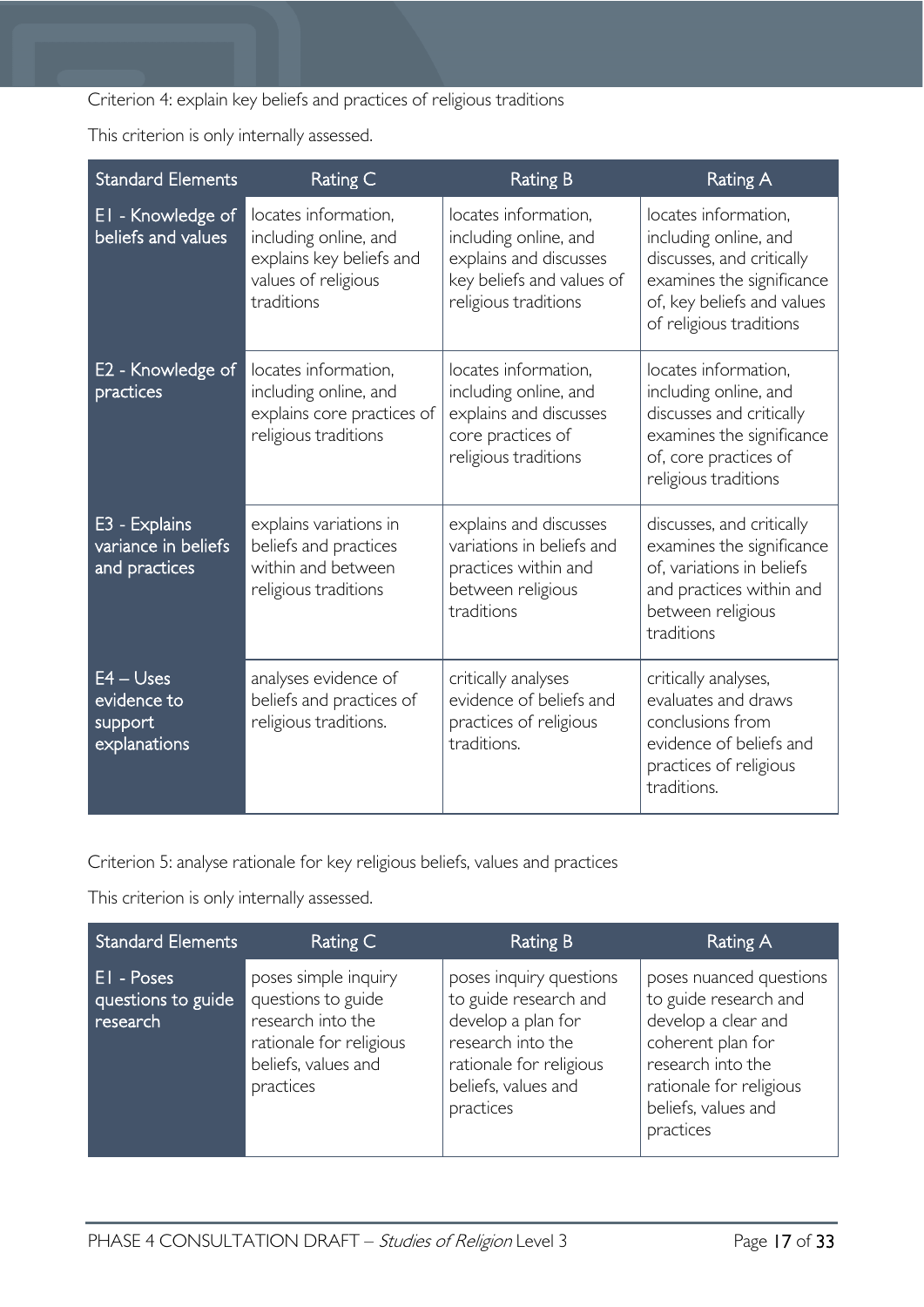Criterion 4: explain key beliefs and practices of religious traditions

This criterion is only internally assessed.

| Standard Elements | Rating C | Rating B | Rating A |
|---|---|---|---|
| E1 - Knowledge of beliefs and values | locates information, including online, and explains key beliefs and values of religious traditions | locates information, including online, and explains and discusses key beliefs and values of religious traditions | locates information, including online, and discusses, and critically examines the significance of, key beliefs and values of religious traditions |
| E2 - Knowledge of practices | locates information, including online, and explains core practices of religious traditions | locates information, including online, and explains and discusses core practices of religious traditions | locates information, including online, and discusses and critically examines the significance of, core practices of religious traditions |
| E3 - Explains variance in beliefs and practices | explains variations in beliefs and practices within and between religious traditions | explains and discusses variations in beliefs and practices within and between religious traditions | discusses, and critically examines the significance of, variations in beliefs and practices within and between religious traditions |
| E4 – Uses evidence to support explanations | analyses evidence of beliefs and practices of religious traditions. | critically analyses evidence of beliefs and practices of religious traditions. | critically analyses, evaluates and draws conclusions from evidence of beliefs and practices of religious traditions. |

Criterion 5: analyse rationale for key religious beliefs, values and practices

This criterion is only internally assessed.

| Standard Elements | Rating C | Rating B | Rating A |
|---|---|---|---|
| E1 - Poses questions to guide research | poses simple inquiry questions to guide research into the rationale for religious beliefs, values and practices | poses inquiry questions to guide research and develop a plan for research into the rationale for religious beliefs, values and practices | poses nuanced questions to guide research and develop a clear and coherent plan for research into the rationale for religious beliefs, values and practices |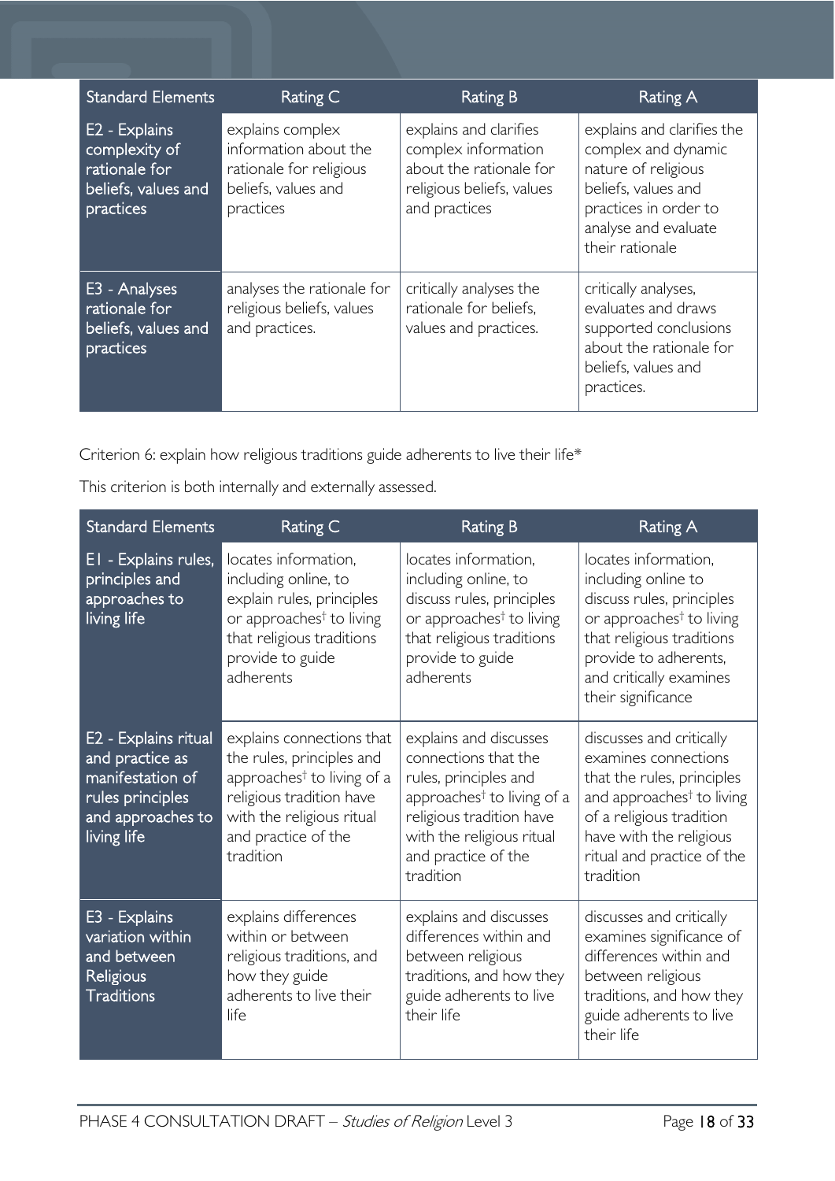| Standard Elements | Rating C | Rating B | Rating A |
|---|---|---|---|
| E2 - Explains complexity of rationale for beliefs, values and practices | explains complex information about the rationale for religious beliefs, values and practices | explains and clarifies complex information about the rationale for religious beliefs, values and practices | explains and clarifies the complex and dynamic nature of religious beliefs, values and practices in order to analyse and evaluate their rationale |
| E3 - Analyses rationale for beliefs, values and practices | analyses the rationale for religious beliefs, values and practices. | critically analyses the rationale for beliefs, values and practices. | critically analyses, evaluates and draws supported conclusions about the rationale for beliefs, values and practices. |

Criterion 6: explain how religious traditions guide adherents to live their life*

This criterion is both internally and externally assessed.

| Standard Elements | Rating C | Rating B | Rating A |
|---|---|---|---|
| E1 - Explains rules, principles and approaches to living life | locates information, including online, to explain rules, principles or approaches† to living that religious traditions provide to guide adherents | locates information, including online, to discuss rules, principles or approaches† to living that religious traditions provide to guide adherents | locates information, including online to discuss rules, principles or approaches† to living that religious traditions provide to adherents, and critically examines their significance |
| E2 - Explains ritual and practice as manifestation of rules principles and approaches to living life | explains connections that the rules, principles and approaches† to living of a religious tradition have with the religious ritual and practice of the tradition | explains and discusses connections that the rules, principles and approaches† to living of a religious tradition have with the religious ritual and practice of the tradition | discusses and critically examines connections that the rules, principles and approaches† to living of a religious tradition have with the religious ritual and practice of the tradition |
| E3 - Explains variation within and between Religious Traditions | explains differences within or between religious traditions, and how they guide adherents to live their life | explains and discusses differences within and between religious traditions, and how they guide adherents to live their life | discusses and critically examines significance of differences within and between religious traditions, and how they guide adherents to live their life |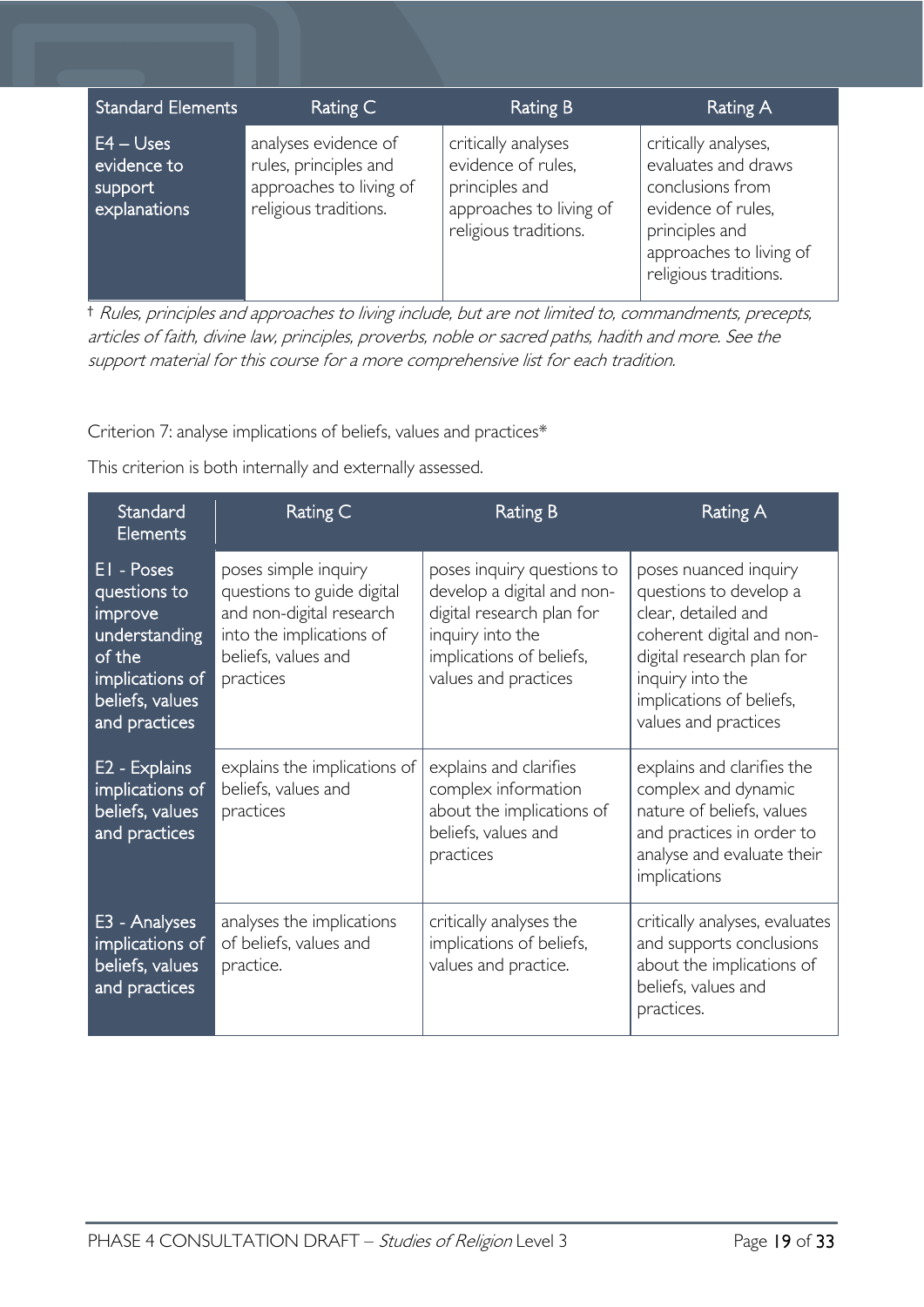| Standard Elements | Rating C | Rating B | Rating A |
| --- | --- | --- | --- |
| E4 – Uses evidence to support explanations | analyses evidence of rules, principles and approaches to living of religious traditions. | critically analyses evidence of rules, principles and approaches to living of religious traditions. | critically analyses, evaluates and draws conclusions from evidence of rules, principles and approaches to living of religious traditions. |

† *Rules, principles and approaches to living include, but are not limited to, commandments, precepts, articles of faith, divine law, principles, proverbs, noble or sacred paths, hadith and more. See the support material for this course for a more comprehensive list for each tradition.*

Criterion 7: analyse implications of beliefs, values and practices*

This criterion is both internally and externally assessed.

| Standard Elements | Rating C | Rating B | Rating A |
| --- | --- | --- | --- |
| E1 - Poses questions to improve understanding of the implications of beliefs, values and practices | poses simple inquiry questions to guide digital and non-digital research into the implications of beliefs, values and practices | poses inquiry questions to develop a digital and non-digital research plan for inquiry into the implications of beliefs, values and practices | poses nuanced inquiry questions to develop a clear, detailed and coherent digital and non-digital research plan for inquiry into the implications of beliefs, values and practices |
| E2 - Explains implications of beliefs, values and practices | explains the implications of beliefs, values and practices | explains and clarifies complex information about the implications of beliefs, values and practices | explains and clarifies the complex and dynamic nature of beliefs, values and practices in order to analyse and evaluate their implications |
| E3 - Analyses implications of beliefs, values and practices | analyses the implications of beliefs, values and practice. | critically analyses the implications of beliefs, values and practice. | critically analyses, evaluates and supports conclusions about the implications of beliefs, values and practices. |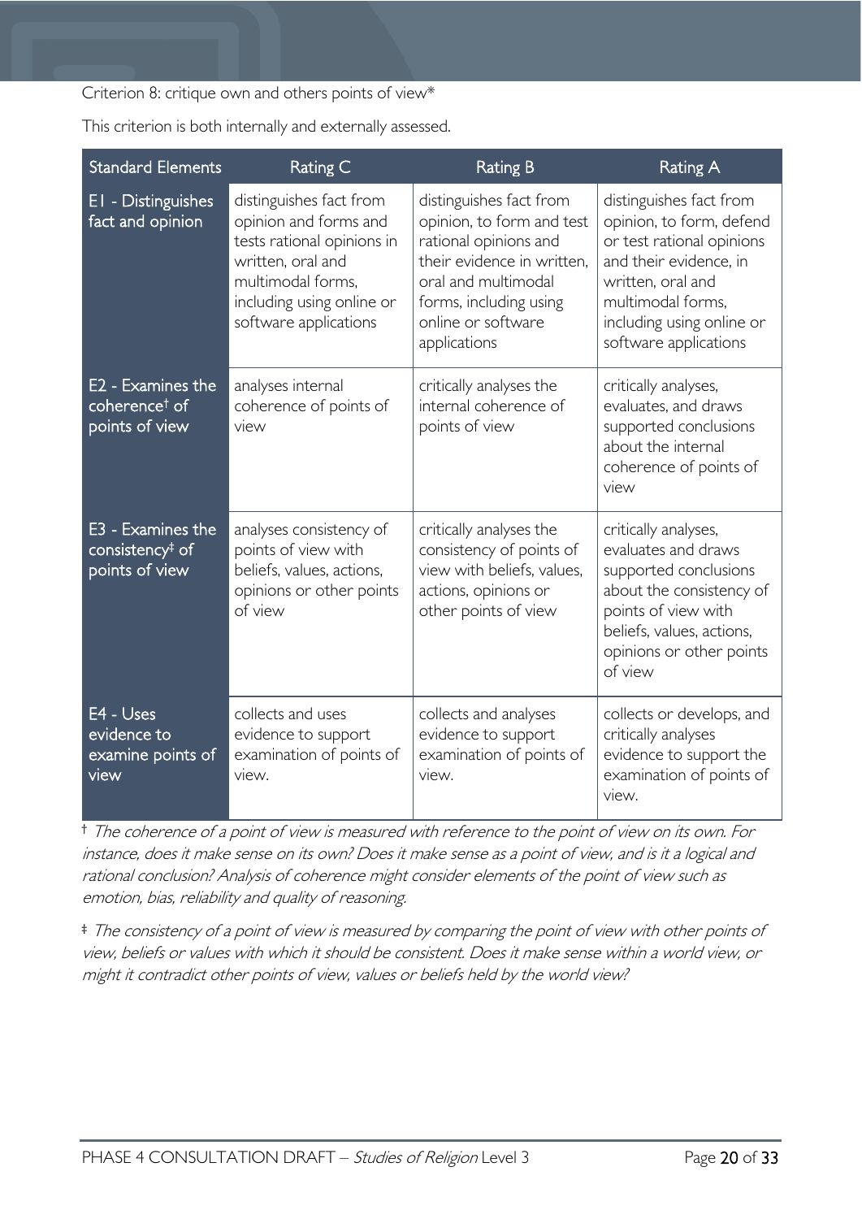Criterion 8: critique own and others points of view*

This criterion is both internally and externally assessed.

| Standard Elements | Rating C | Rating B | Rating A |
|---|---|---|---|
| E1 - Distinguishes fact and opinion | distinguishes fact from opinion and forms and tests rational opinions in written, oral and multimodal forms, including using online or software applications | distinguishes fact from opinion, to form and test rational opinions and their evidence in written, oral and multimodal forms, including using online or software applications | distinguishes fact from opinion, to form, defend or test rational opinions and their evidence, in written, oral and multimodal forms, including using online or software applications |
| E2 - Examines the coherence† of points of view | analyses internal coherence of points of view | critically analyses the internal coherence of points of view | critically analyses, evaluates, and draws supported conclusions about the internal coherence of points of view |
| E3 - Examines the consistency‡ of points of view | analyses consistency of points of view with beliefs, values, actions, opinions or other points of view | critically analyses the consistency of points of view with beliefs, values, actions, opinions or other points of view | critically analyses, evaluates and draws supported conclusions about the consistency of points of view with beliefs, values, actions, opinions or other points of view |
| E4 - Uses evidence to examine points of view | collects and uses evidence to support examination of points of view. | collects and analyses evidence to support examination of points of view. | collects or develops, and critically analyses evidence to support the examination of points of view. |

† *The coherence of a point of view is measured with reference to the point of view on its own. For instance, does it make sense on its own? Does it make sense as a point of view, and is it a logical and rational conclusion? Analysis of coherence might consider elements of the point of view such as emotion, bias, reliability and quality of reasoning.*

‡ *The consistency of a point of view is measured by comparing the point of view with other points of view, beliefs or values with which it should be consistent. Does it make sense within a world view, or might it contradict other points of view, values or beliefs held by the world view?*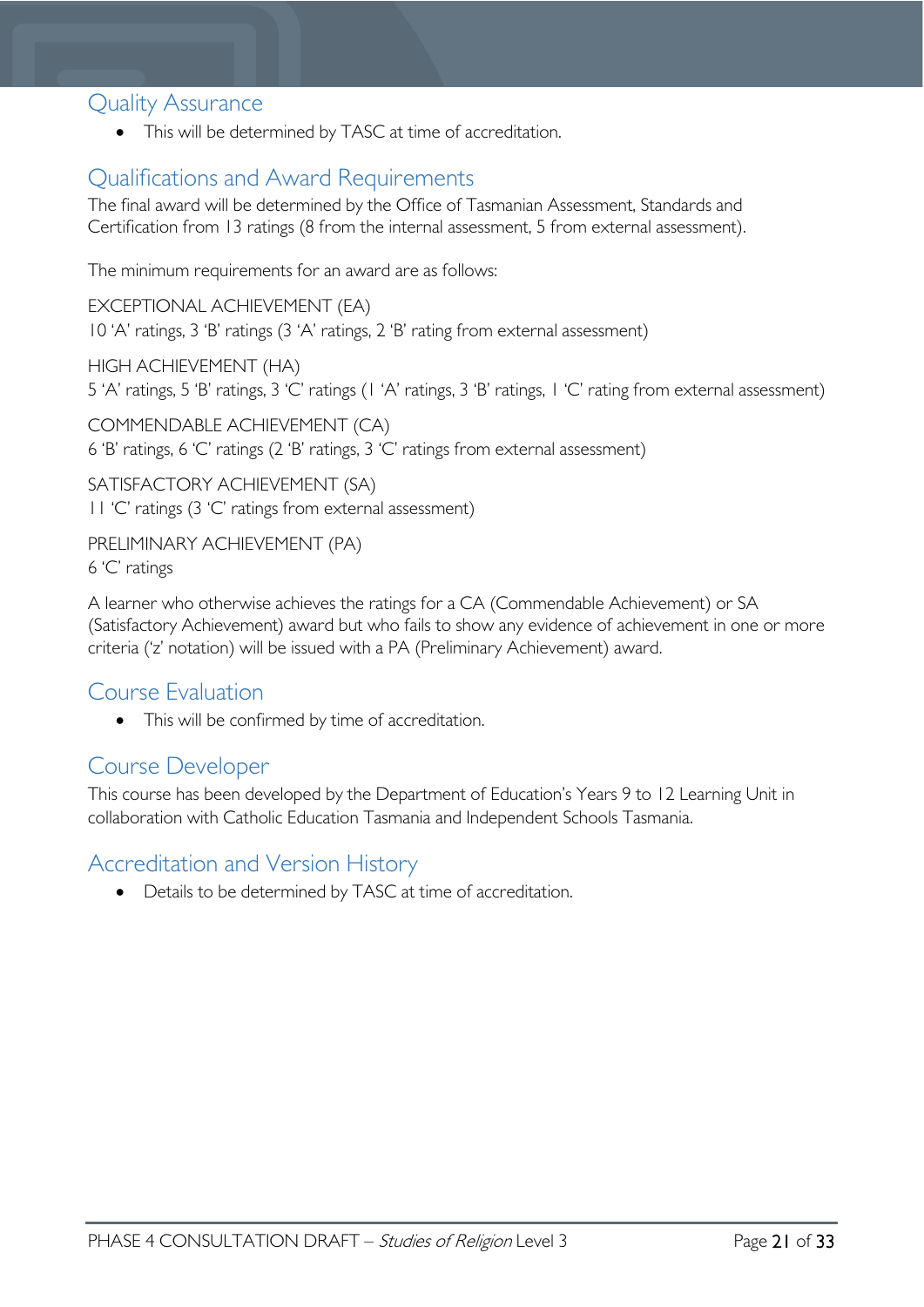## Quality Assurance

- This will be determined by TASC at time of accreditation.

## Qualifications and Award Requirements

The final award will be determined by the Office of Tasmanian Assessment, Standards and Certification from 13 ratings (8 from the internal assessment, 5 from external assessment).

The minimum requirements for an award are as follows:

EXCEPTIONAL ACHIEVEMENT (EA)
10 'A' ratings, 3 'B' ratings (3 'A' ratings, 2 'B' rating from external assessment)

HIGH ACHIEVEMENT (HA)
5 'A' ratings, 5 'B' ratings, 3 'C' ratings (1 'A' ratings, 3 'B' ratings, 1 'C' rating from external assessment)

COMMENDABLE ACHIEVEMENT (CA)
6 'B' ratings, 6 'C' ratings (2 'B' ratings, 3 'C' ratings from external assessment)

SATISFACTORY ACHIEVEMENT (SA)
11 'C' ratings (3 'C' ratings from external assessment)

PRELIMINARY ACHIEVEMENT (PA)
6 'C' ratings

A learner who otherwise achieves the ratings for a CA (Commendable Achievement) or SA (Satisfactory Achievement) award but who fails to show any evidence of achievement in one or more criteria ('z' notation) will be issued with a PA (Preliminary Achievement) award.

## Course Evaluation

- This will be confirmed by time of accreditation.

## Course Developer

This course has been developed by the Department of Education's Years 9 to 12 Learning Unit in collaboration with Catholic Education Tasmania and Independent Schools Tasmania.

## Accreditation and Version History

- Details to be determined by TASC at time of accreditation.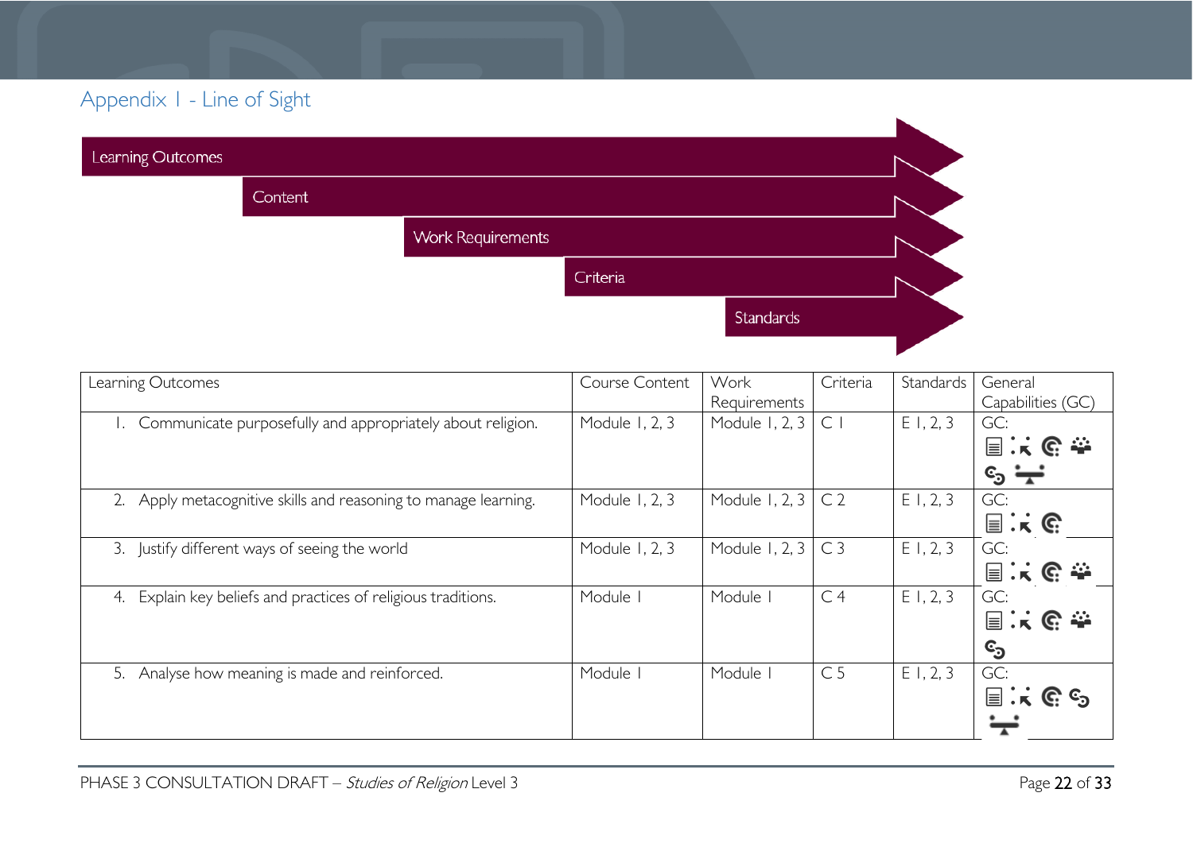## Appendix 1 - Line of Sight

Learning Outcomes

Content

Work Requirements

Criteria

Standards

| Learning Outcomes | Course Content | Work Requirements | Criteria | Standards | General Capabilities (GC) |
|---|---|---|---|---|---|
| 1. Communicate purposefully and appropriately about religion. | Module 1, 2, 3 | Module 1, 2, 3 | C 1 | E 1, 2, 3 | GC: |
| 2. Apply metacognitive skills and reasoning to manage learning. | Module 1, 2, 3 | Module 1, 2, 3 | C 2 | E 1, 2, 3 | GC: |
| 3. Justify different ways of seeing the world | Module 1, 2, 3 | Module 1, 2, 3 | C 3 | E 1, 2, 3 | GC: |
| 4. Explain key beliefs and practices of religious traditions. | Module 1 | Module 1 | C 4 | E 1, 2, 3 | GC: |
| 5. Analyse how meaning is made and reinforced. | Module 1 | Module 1 | C 5 | E 1, 2, 3 | GC: |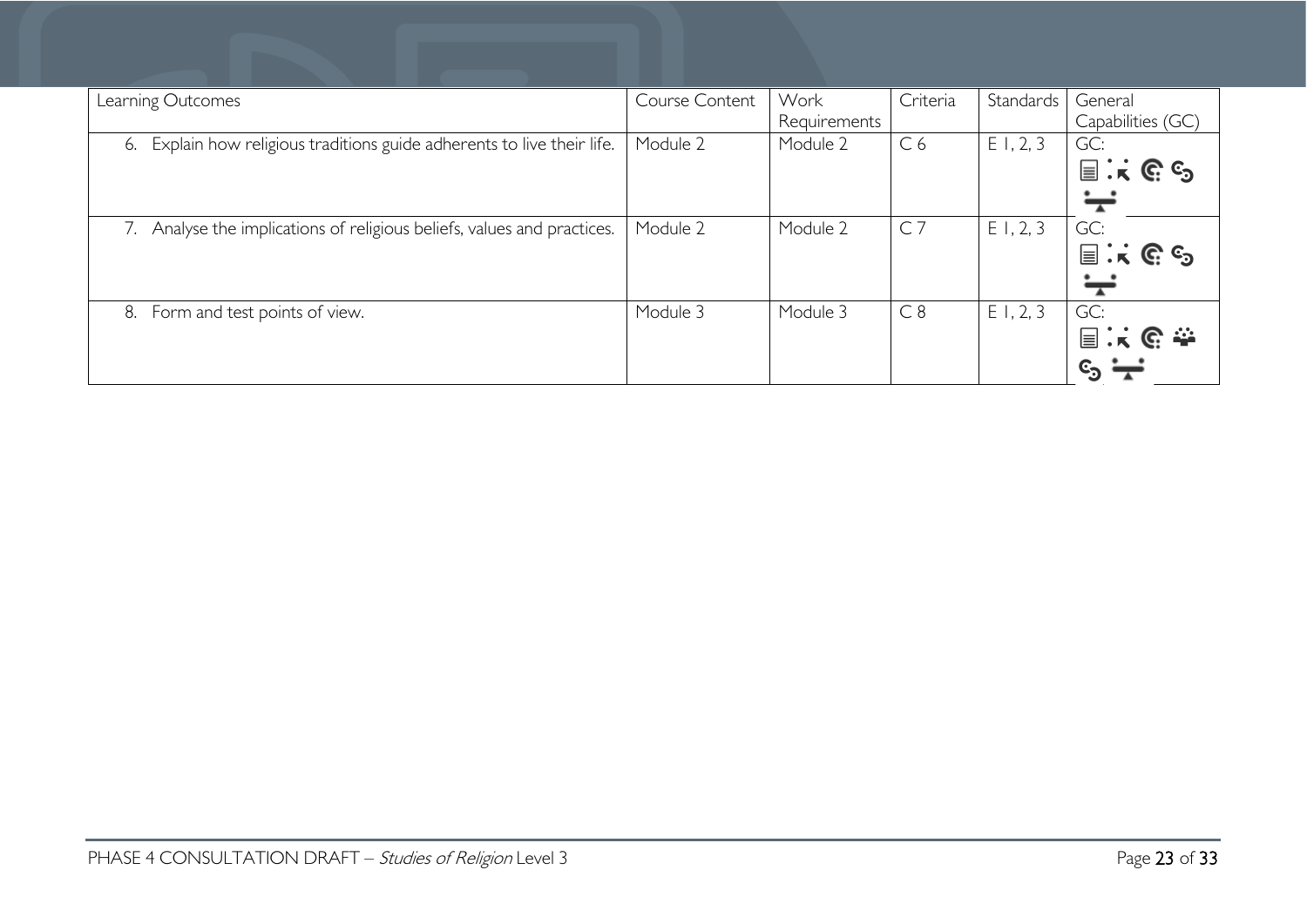| Learning Outcomes | Course Content | Work Requirements | Criteria | Standards | General Capabilities (GC) |
|---|---|---|---|---|---|
| 6. Explain how religious traditions guide adherents to live their life. | Module 2 | Module 2 | C 6 | E 1, 2, 3 | GC: |
| 7. Analyse the implications of religious beliefs, values and practices. | Module 2 | Module 2 | C 7 | E 1, 2, 3 | GC: |
| 8. Form and test points of view. | Module 3 | Module 3 | C 8 | E 1, 2, 3 | GC: |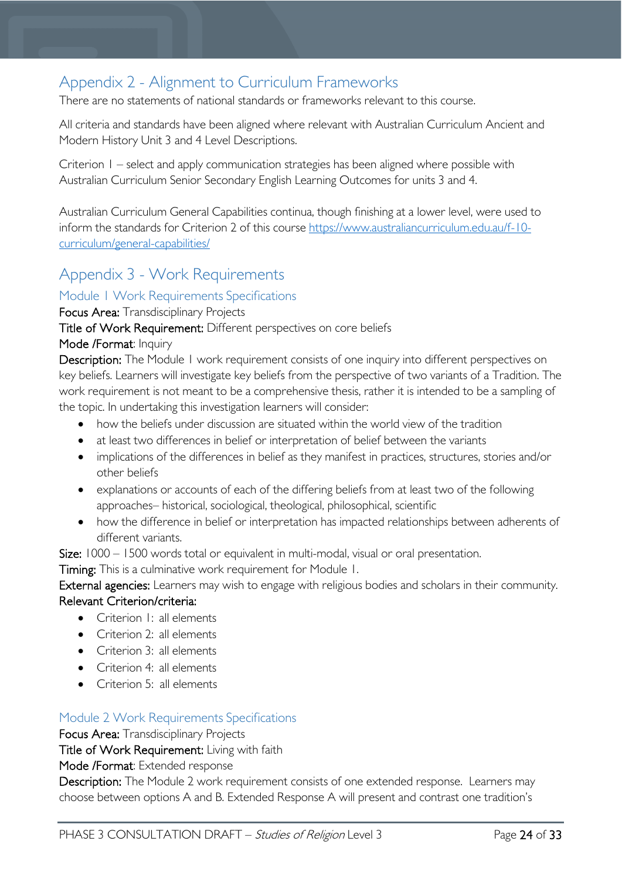## Appendix 2 - Alignment to Curriculum Frameworks

There are no statements of national standards or frameworks relevant to this course.

All criteria and standards have been aligned where relevant with Australian Curriculum Ancient and Modern History Unit 3 and 4 Level Descriptions.

Criterion 1 – select and apply communication strategies has been aligned where possible with Australian Curriculum Senior Secondary English Learning Outcomes for units 3 and 4.

Australian Curriculum General Capabilities continua, though finishing at a lower level, were used to inform the standards for Criterion 2 of this course https://www.australiancurriculum.edu.au/f-10-curriculum/general-capabilities/

## Appendix 3 - Work Requirements

### Module 1 Work Requirements Specifications

**Focus Area:** Transdisciplinary Projects

**Title of Work Requirement:** Different perspectives on core beliefs

**Mode /Format**: Inquiry

**Description:** The Module 1 work requirement consists of one inquiry into different perspectives on key beliefs. Learners will investigate key beliefs from the perspective of two variants of a Tradition. The work requirement is not meant to be a comprehensive thesis, rather it is intended to be a sampling of the topic. In undertaking this investigation learners will consider:

- how the beliefs under discussion are situated within the world view of the tradition
- at least two differences in belief or interpretation of belief between the variants
- implications of the differences in belief as they manifest in practices, structures, stories and/or other beliefs
- explanations or accounts of each of the differing beliefs from at least two of the following approaches– historical, sociological, theological, philosophical, scientific
- how the difference in belief or interpretation has impacted relationships between adherents of different variants.

**Size:** 1000 – 1500 words total or equivalent in multi-modal, visual or oral presentation.

**Timing:** This is a culminative work requirement for Module 1.

**External agencies:** Learners may wish to engage with religious bodies and scholars in their community.

**Relevant Criterion/criteria:**

- Criterion 1: all elements
- Criterion 2: all elements
- Criterion 3: all elements
- Criterion 4: all elements
- Criterion 5: all elements

### Module 2 Work Requirements Specifications

**Focus Area:** Transdisciplinary Projects

**Title of Work Requirement:** Living with faith

**Mode /Format**: Extended response

**Description:** The Module 2 work requirement consists of one extended response. Learners may choose between options A and B. Extended Response A will present and contrast one tradition's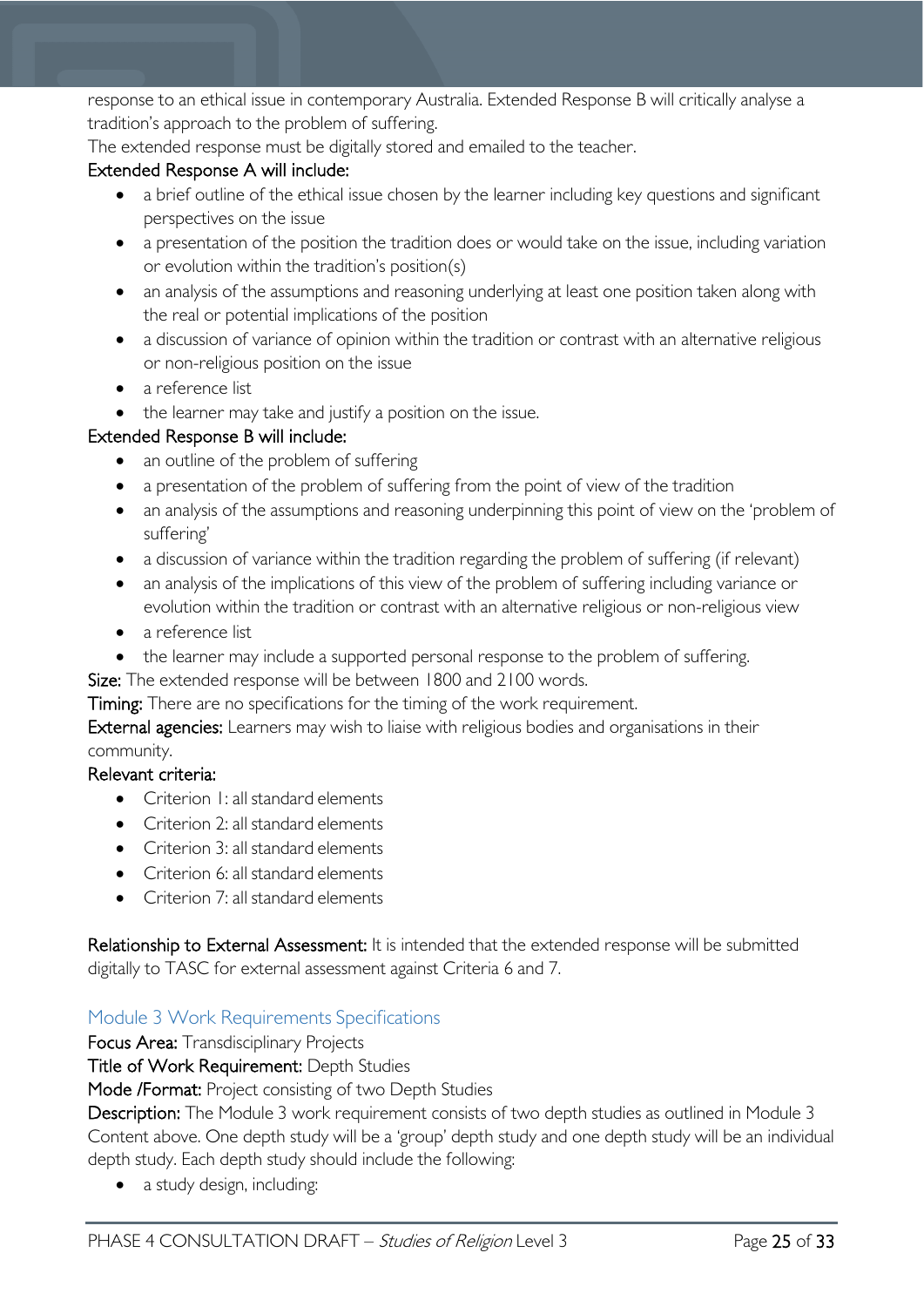response to an ethical issue in contemporary Australia. Extended Response B will critically analyse a tradition's approach to the problem of suffering.

The extended response must be digitally stored and emailed to the teacher.

**Extended Response A will include:**

- a brief outline of the ethical issue chosen by the learner including key questions and significant perspectives on the issue
- a presentation of the position the tradition does or would take on the issue, including variation or evolution within the tradition's position(s)
- an analysis of the assumptions and reasoning underlying at least one position taken along with the real or potential implications of the position
- a discussion of variance of opinion within the tradition or contrast with an alternative religious or non-religious position on the issue
- a reference list
- the learner may take and justify a position on the issue.

**Extended Response B will include:**

- an outline of the problem of suffering
- a presentation of the problem of suffering from the point of view of the tradition
- an analysis of the assumptions and reasoning underpinning this point of view on the 'problem of suffering'
- a discussion of variance within the tradition regarding the problem of suffering (if relevant)
- an analysis of the implications of this view of the problem of suffering including variance or evolution within the tradition or contrast with an alternative religious or non-religious view
- a reference list
- the learner may include a supported personal response to the problem of suffering.

**Size:** The extended response will be between 1800 and 2100 words.

**Timing:** There are no specifications for the timing of the work requirement.

**External agencies:** Learners may wish to liaise with religious bodies and organisations in their community.

**Relevant criteria:**

- Criterion 1: all standard elements
- Criterion 2: all standard elements
- Criterion 3: all standard elements
- Criterion 6: all standard elements
- Criterion 7: all standard elements

**Relationship to External Assessment:** It is intended that the extended response will be submitted digitally to TASC for external assessment against Criteria 6 and 7.

## Module 3 Work Requirements Specifications

**Focus Area:** Transdisciplinary Projects

**Title of Work Requirement:** Depth Studies

**Mode /Format:** Project consisting of two Depth Studies

**Description:** The Module 3 work requirement consists of two depth studies as outlined in Module 3 Content above. One depth study will be a 'group' depth study and one depth study will be an individual depth study. Each depth study should include the following:

- a study design, including: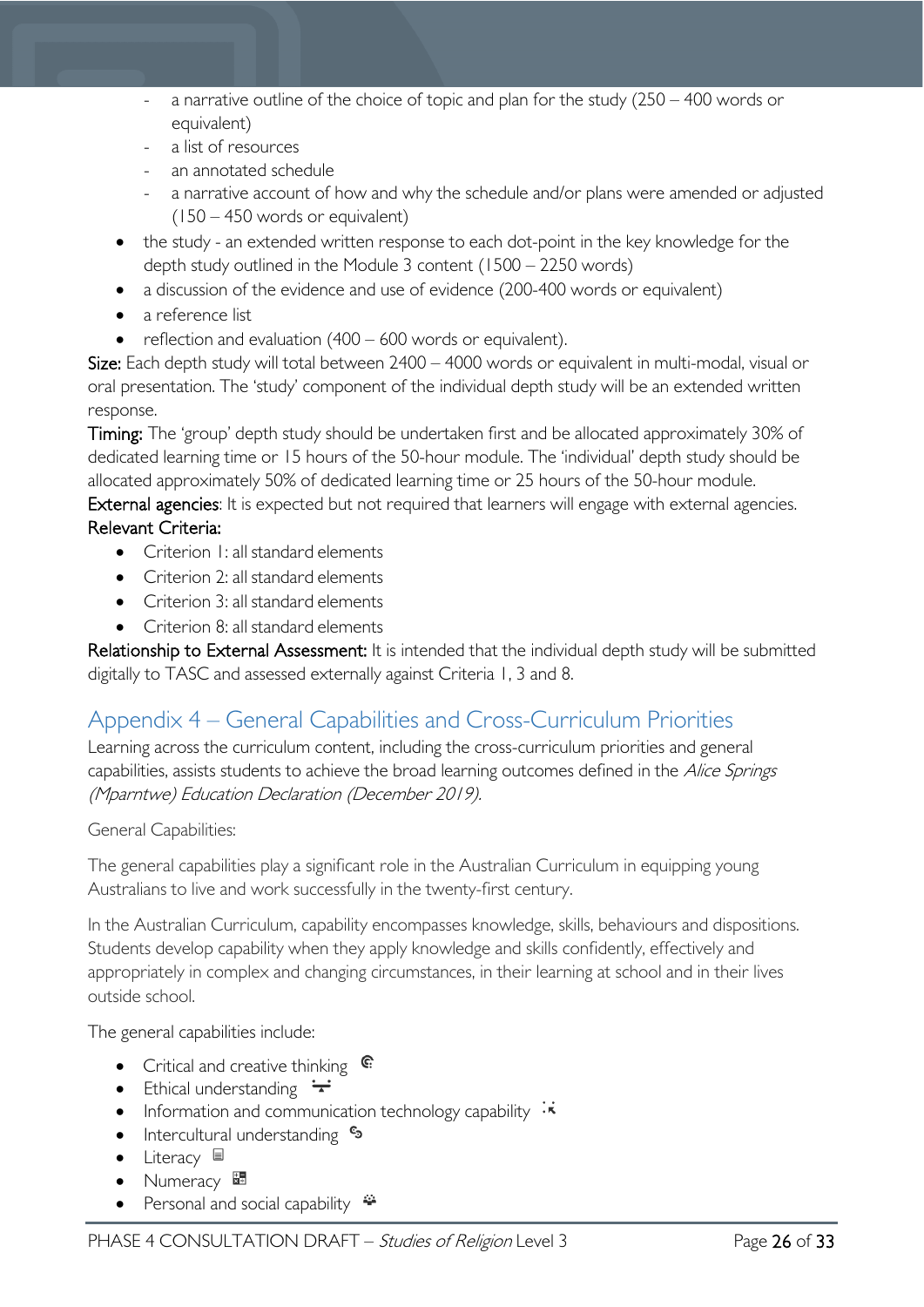- a narrative outline of the choice of topic and plan for the study (250 – 400 words or equivalent)
    - a list of resources
    - an annotated schedule
    - a narrative account of how and why the schedule and/or plans were amended or adjusted (150 – 450 words or equivalent)
- the study - an extended written response to each dot-point in the key knowledge for the depth study outlined in the Module 3 content (1500 – 2250 words)
- a discussion of the evidence and use of evidence (200-400 words or equivalent)
- a reference list
- reflection and evaluation (400 – 600 words or equivalent).

**Size:** Each depth study will total between 2400 – 4000 words or equivalent in multi-modal, visual or oral presentation. The 'study' component of the individual depth study will be an extended written response.

**Timing:** The 'group' depth study should be undertaken first and be allocated approximately 30% of dedicated learning time or 15 hours of the 50-hour module. The 'individual' depth study should be allocated approximately 50% of dedicated learning time or 25 hours of the 50-hour module.

**External agencies**: It is expected but not required that learners will engage with external agencies.

**Relevant Criteria:**

- Criterion 1: all standard elements
- Criterion 2: all standard elements
- Criterion 3: all standard elements
- Criterion 8: all standard elements

**Relationship to External Assessment:** It is intended that the individual depth study will be submitted digitally to TASC and assessed externally against Criteria 1, 3 and 8.

## Appendix 4 – General Capabilities and Cross-Curriculum Priorities

Learning across the curriculum content, including the cross-curriculum priorities and general capabilities, assists students to achieve the broad learning outcomes defined in the *Alice Springs (Mparntwe) Education Declaration (December 2019).*

General Capabilities:

The general capabilities play a significant role in the Australian Curriculum in equipping young Australians to live and work successfully in the twenty-first century.

In the Australian Curriculum, capability encompasses knowledge, skills, behaviours and dispositions. Students develop capability when they apply knowledge and skills confidently, effectively and appropriately in complex and changing circumstances, in their learning at school and in their lives outside school.

The general capabilities include:

- Critical and creative thinking
- Ethical understanding
- Information and communication technology capability
- Intercultural understanding
- Literacy
- Numeracy
- Personal and social capability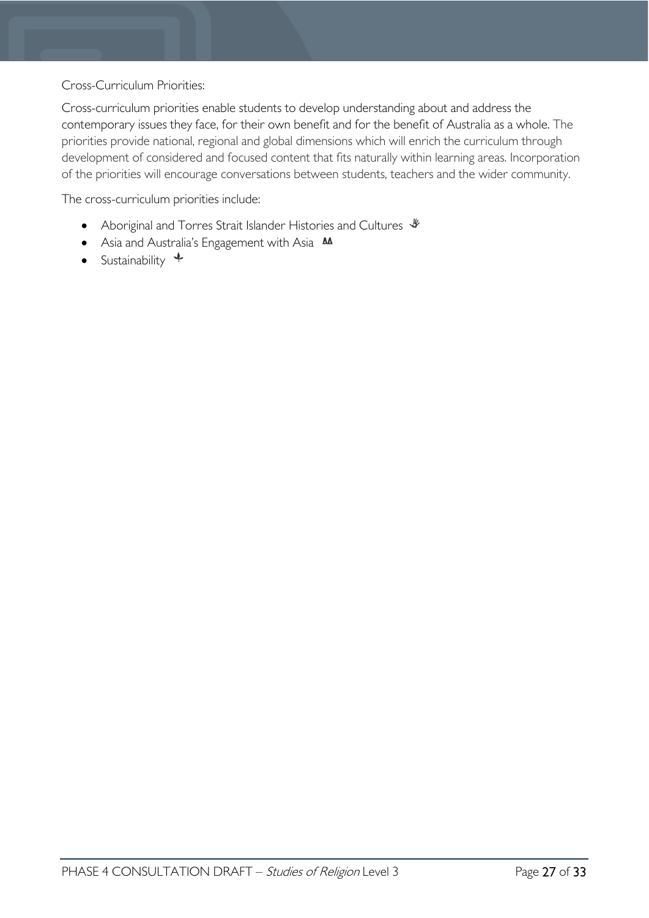Cross-Curriculum Priorities:

Cross-curriculum priorities enable students to develop understanding about and address the contemporary issues they face, for their own benefit and for the benefit of Australia as a whole. The priorities provide national, regional and global dimensions which will enrich the curriculum through development of considered and focused content that fits naturally within learning areas. Incorporation of the priorities will encourage conversations between students, teachers and the wider community.

The cross-curriculum priorities include:

- Aboriginal and Torres Strait Islander Histories and Cultures
- Asia and Australia's Engagement with Asia
- Sustainability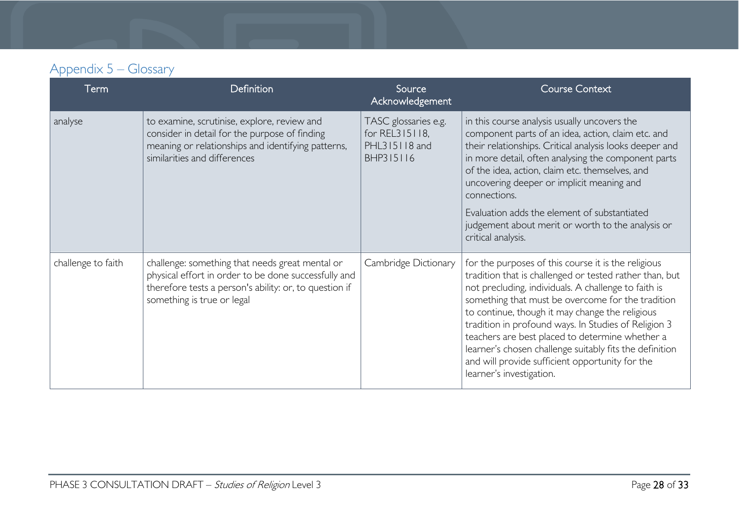## Appendix 5 – Glossary

| Term | Definition | Source Acknowledgement | Course Context |
|---|---|---|---|
| analyse | to examine, scrutinise, explore, review and consider in detail for the purpose of finding meaning or relationships and identifying patterns, similarities and differences | TASC glossaries e.g. for REL315118, PHL315118 and BHP315116 | in this course analysis usually uncovers the component parts of an idea, action, claim etc. and their relationships. Critical analysis looks deeper and in more detail, often analysing the component parts of the idea, action, claim etc. themselves, and uncovering deeper or implicit meaning and connections.<br><br>Evaluation adds the element of substantiated judgement about merit or worth to the analysis or critical analysis. |
| challenge to faith | challenge: something that needs great mental or physical effort in order to be done successfully and therefore tests a person's ability: or, to question if something is true or legal | Cambridge Dictionary | for the purposes of this course it is the religious tradition that is challenged or tested rather than, but not precluding, individuals. A challenge to faith is something that must be overcome for the tradition to continue, though it may change the religious tradition in profound ways. In Studies of Religion 3 teachers are best placed to determine whether a learner's chosen challenge suitably fits the definition and will provide sufficient opportunity for the learner's investigation. |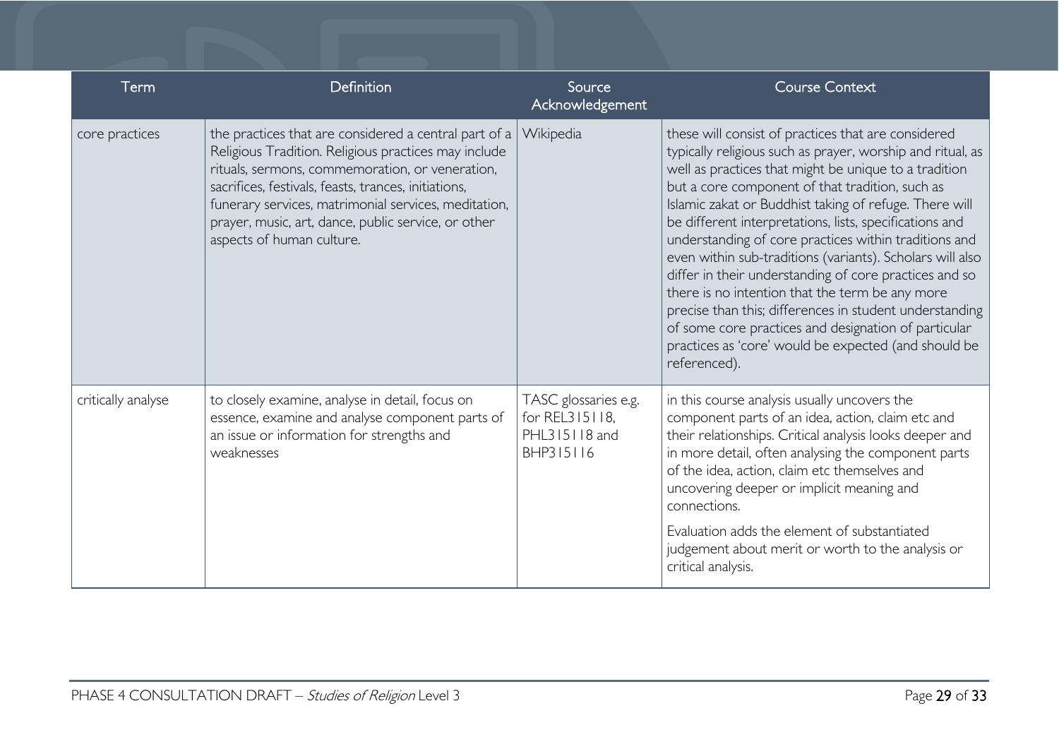| Term | Definition | Source Acknowledgement | Course Context |
|---|---|---|---|
| core practices | the practices that are considered a central part of a Religious Tradition. Religious practices may include rituals, sermons, commemoration, or veneration, sacrifices, festivals, feasts, trances, initiations, funerary services, matrimonial services, meditation, prayer, music, art, dance, public service, or other aspects of human culture. | Wikipedia | these will consist of practices that are considered typically religious such as prayer, worship and ritual, as well as practices that might be unique to a tradition but a core component of that tradition, such as Islamic zakat or Buddhist taking of refuge. There will be different interpretations, lists, specifications and understanding of core practices within traditions and even within sub-traditions (variants). Scholars will also differ in their understanding of core practices and so there is no intention that the term be any more precise than this; differences in student understanding of some core practices and designation of particular practices as 'core' would be expected (and should be referenced). |
| critically analyse | to closely examine, analyse in detail, focus on essence, examine and analyse component parts of an issue or information for strengths and weaknesses | TASC glossaries e.g. for REL315118, PHL315118 and BHP315116 | in this course analysis usually uncovers the component parts of an idea, action, claim etc and their relationships. Critical analysis looks deeper and in more detail, often analysing the component parts of the idea, action, claim etc themselves and uncovering deeper or implicit meaning and connections.<br><br>Evaluation adds the element of substantiated judgement about merit or worth to the analysis or critical analysis. |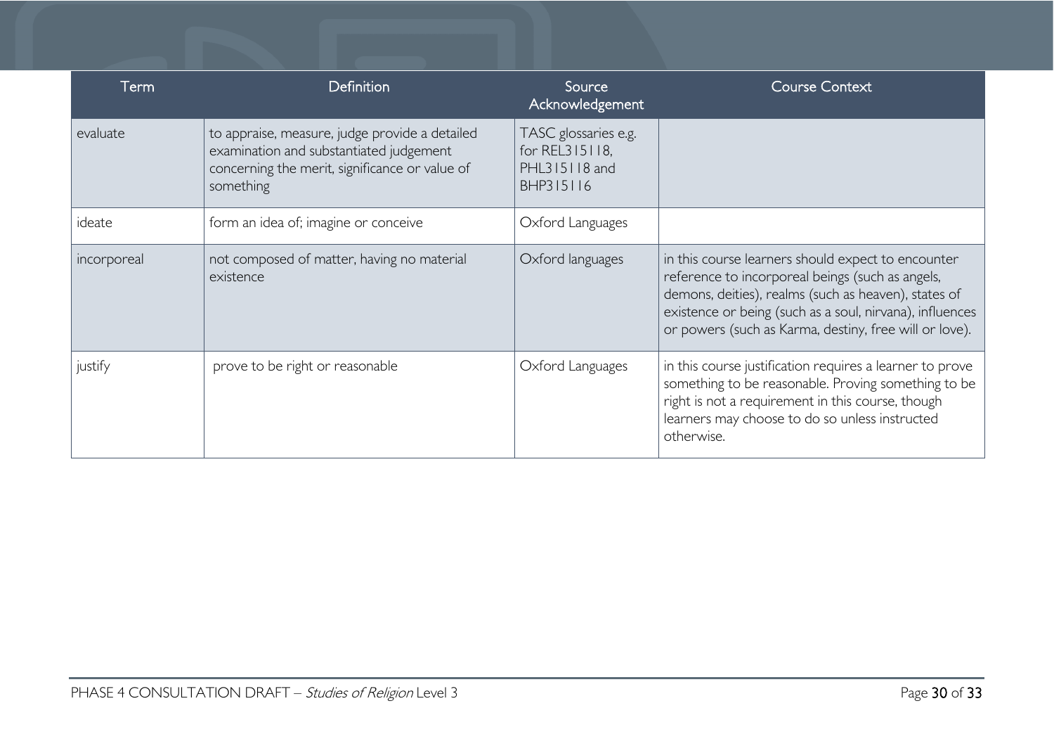| Term | Definition | Source Acknowledgement | Course Context |
|---|---|---|---|
| evaluate | to appraise, measure, judge provide a detailed examination and substantiated judgement concerning the merit, significance or value of something | TASC glossaries e.g. for REL315118, PHL315118 and BHP315116 | |
| ideate | form an idea of; imagine or conceive | Oxford Languages | |
| incorporeal | not composed of matter, having no material existence | Oxford languages | in this course learners should expect to encounter reference to incorporeal beings (such as angels, demons, deities), realms (such as heaven), states of existence or being (such as a soul, nirvana), influences or powers (such as Karma, destiny, free will or love). |
| justify | prove to be right or reasonable | Oxford Languages | in this course justification requires a learner to prove something to be reasonable. Proving something to be right is not a requirement in this course, though learners may choose to do so unless instructed otherwise. |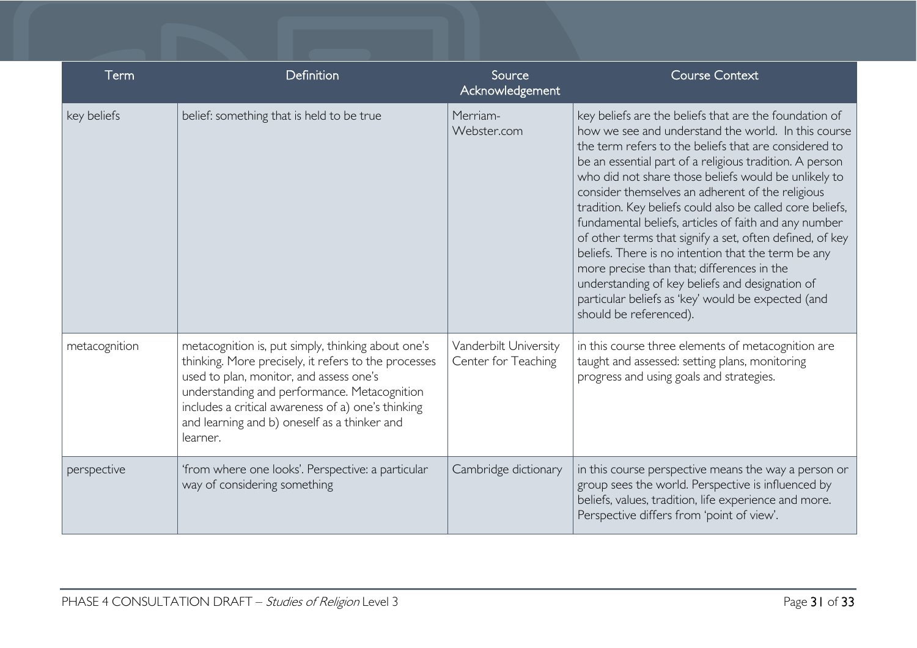| Term | Definition | Source Acknowledgement | Course Context |
| --- | --- | --- | --- |
| key beliefs | belief: something that is held to be true | Merriam-Webster.com | key beliefs are the beliefs that are the foundation of how we see and understand the world. In this course the term refers to the beliefs that are considered to be an essential part of a religious tradition. A person who did not share those beliefs would be unlikely to consider themselves an adherent of the religious tradition. Key beliefs could also be called core beliefs, fundamental beliefs, articles of faith and any number of other terms that signify a set, often defined, of key beliefs. There is no intention that the term be any more precise than that; differences in the understanding of key beliefs and designation of particular beliefs as 'key' would be expected (and should be referenced). |
| metacognition | metacognition is, put simply, thinking about one's thinking. More precisely, it refers to the processes used to plan, monitor, and assess one's understanding and performance. Metacognition includes a critical awareness of a) one's thinking and learning and b) oneself as a thinker and learner. | Vanderbilt University Center for Teaching | in this course three elements of metacognition are taught and assessed: setting plans, monitoring progress and using goals and strategies. |
| perspective | 'from where one looks'. Perspective: a particular way of considering something | Cambridge dictionary | in this course perspective means the way a person or group sees the world. Perspective is influenced by beliefs, values, tradition, life experience and more. Perspective differs from 'point of view'. |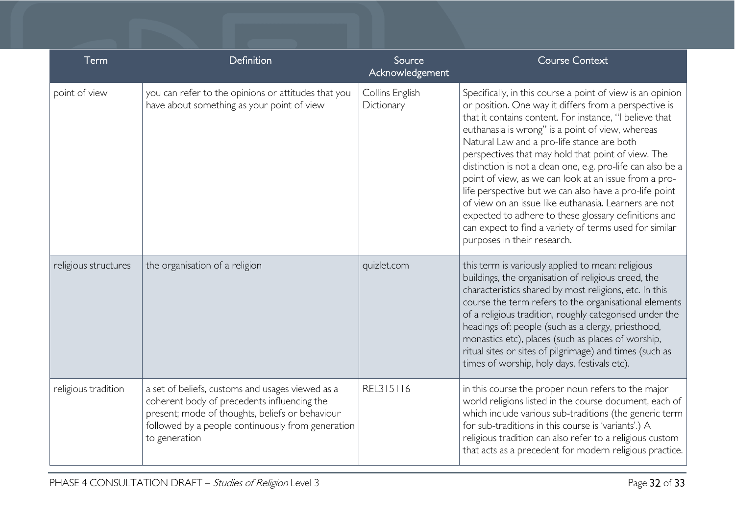| Term | Definition | Source Acknowledgement | Course Context |
| --- | --- | --- | --- |
| point of view | you can refer to the opinions or attitudes that you have about something as your point of view | Collins English Dictionary | Specifically, in this course a point of view is an opinion or position. One way it differs from a perspective is that it contains content. For instance, "I believe that euthanasia is wrong" is a point of view, whereas Natural Law and a pro-life stance are both perspectives that may hold that point of view. The distinction is not a clean one, e.g. pro-life can also be a point of view, as we can look at an issue from a pro-life perspective but we can also have a pro-life point of view on an issue like euthanasia. Learners are not expected to adhere to these glossary definitions and can expect to find a variety of terms used for similar purposes in their research. |
| religious structures | the organisation of a religion | quizlet.com | this term is variously applied to mean: religious buildings, the organisation of religious creed, the characteristics shared by most religions, etc. In this course the term refers to the organisational elements of a religious tradition, roughly categorised under the headings of: people (such as a clergy, priesthood, monastics etc), places (such as places of worship, ritual sites or sites of pilgrimage) and times (such as times of worship, holy days, festivals etc). |
| religious tradition | a set of beliefs, customs and usages viewed as a coherent body of precedents influencing the present; mode of thoughts, beliefs or behaviour followed by a people continuously from generation to generation | REL315116 | in this course the proper noun refers to the major world religions listed in the course document, each of which include various sub-traditions (the generic term for sub-traditions in this course is 'variants'.) A religious tradition can also refer to a religious custom that acts as a precedent for modern religious practice. |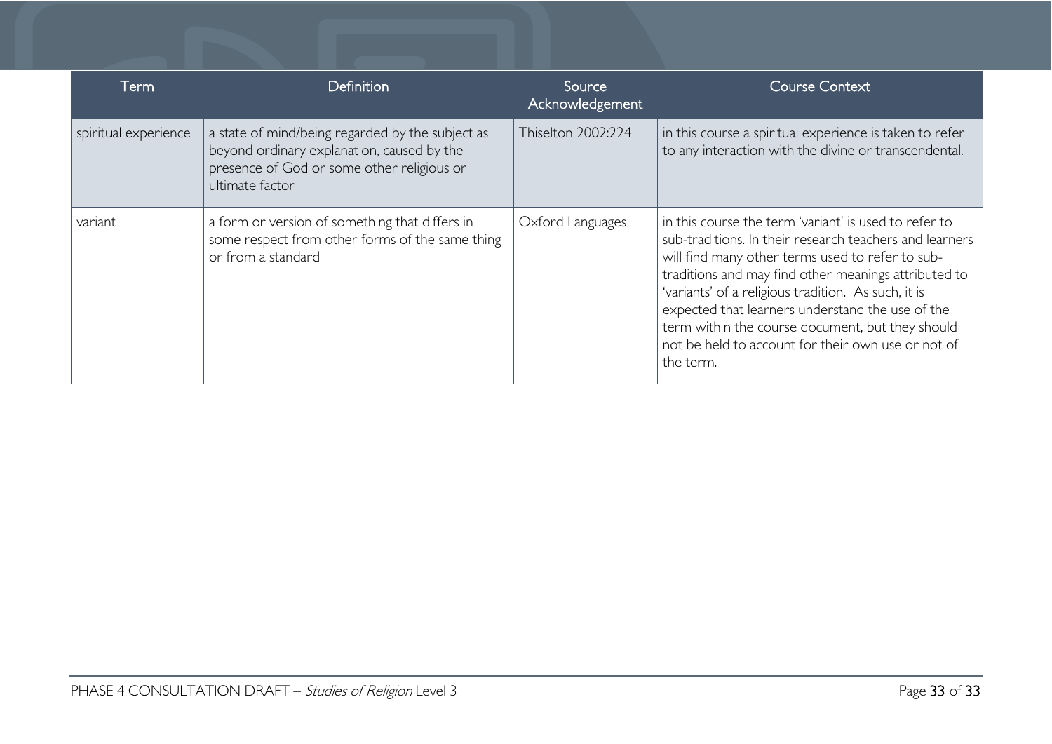| Term | Definition | Source Acknowledgement | Course Context |
| --- | --- | --- | --- |
| spiritual experience | a state of mind/being regarded by the subject as beyond ordinary explanation, caused by the presence of God or some other religious or ultimate factor | Thiselton 2002:224 | in this course a spiritual experience is taken to refer to any interaction with the divine or transcendental. |
| variant | a form or version of something that differs in some respect from other forms of the same thing or from a standard | Oxford Languages | in this course the term 'variant' is used to refer to sub-traditions. In their research teachers and learners will find many other terms used to refer to sub-traditions and may find other meanings attributed to 'variants' of a religious tradition. As such, it is expected that learners understand the use of the term within the course document, but they should not be held to account for their own use or not of the term. |